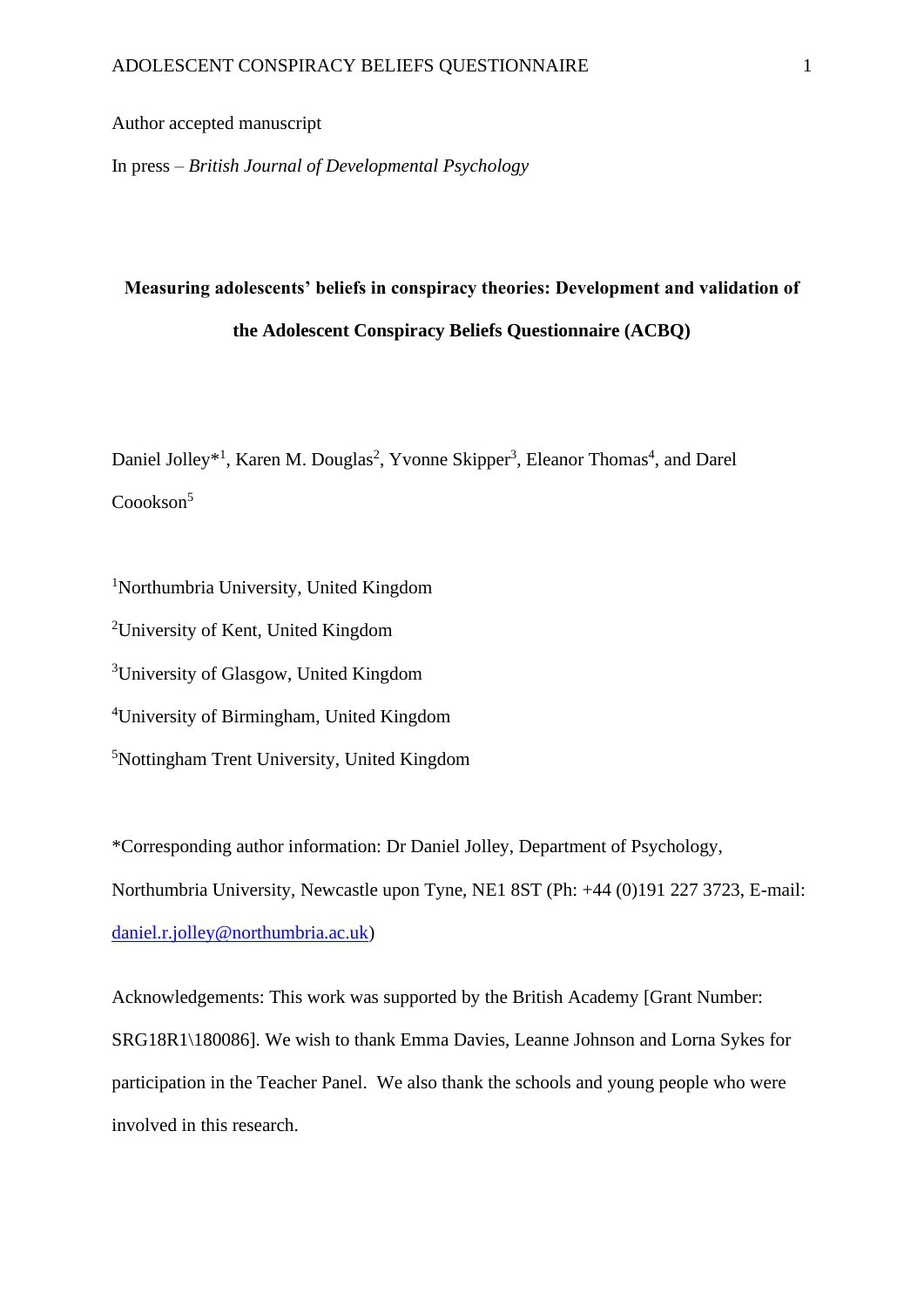Author accepted manuscript

In press – *British Journal of Developmental Psychology*

# Measuring adolescents' beliefs in conspiracy theories: Development and validation of the Adolescent Conspiracy Beliefs Questionnaire (ACBQ)

Daniel Jolley*[1], Karen M. Douglas[2], Yvonne Skipper[3], Eleanor Thomas[4], and Darel Coookson[5]

[1]Northumbria University, United Kingdom

[2]University of Kent, United Kingdom

[3]University of Glasgow, United Kingdom

[4]University of Birmingham, United Kingdom

[5]Nottingham Trent University, United Kingdom

*Corresponding author information: Dr Daniel Jolley, Department of Psychology, Northumbria University, Newcastle upon Tyne, NE1 8ST (Ph: +44 (0)191 227 3723, E-mail: daniel.r.jolley@northumbria.ac.uk)

Acknowledgements: This work was supported by the British Academy [Grant Number: SRG18R1\180086]. We wish to thank Emma Davies, Leanne Johnson and Lorna Sykes for participation in the Teacher Panel. We also thank the schools and young people who were involved in this research.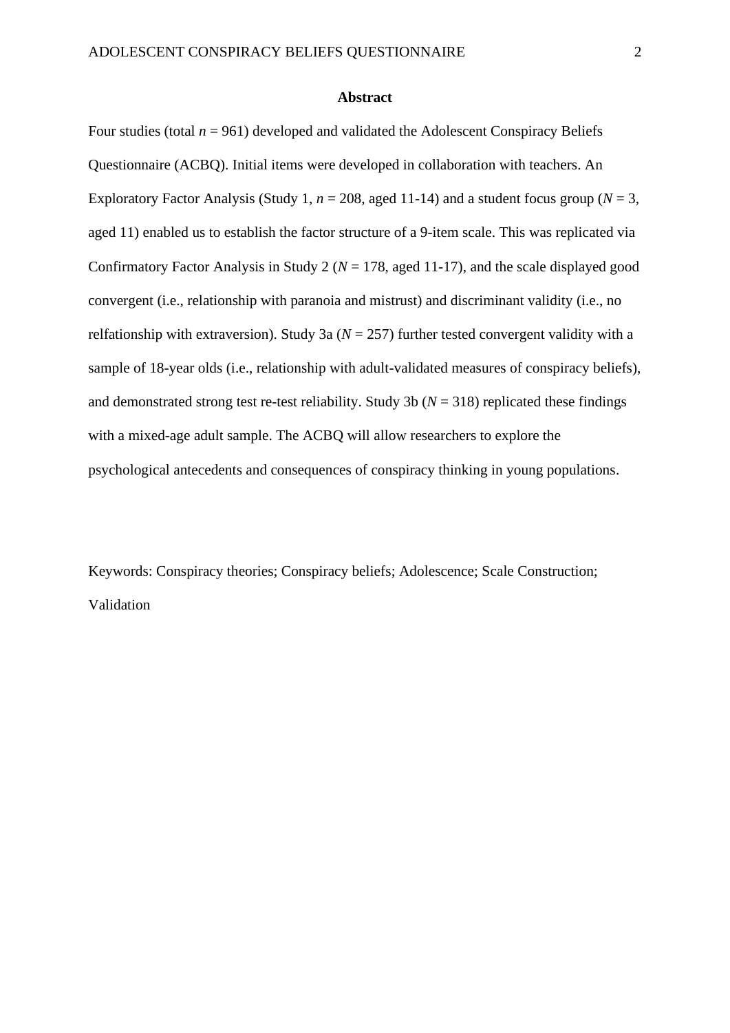## Abstract

Four studies (total $n$ = 961) developed and validated the Adolescent Conspiracy Beliefs Questionnaire (ACBQ). Initial items were developed in collaboration with teachers. An Exploratory Factor Analysis (Study 1, $n$ = 208, aged 11-14) and a student focus group ($N$ = 3, aged 11) enabled us to establish the factor structure of a 9-item scale. This was replicated via Confirmatory Factor Analysis in Study 2 ($N$ = 178, aged 11-17), and the scale displayed good convergent (i.e., relationship with paranoia and mistrust) and discriminant validity (i.e., no relfationship with extraversion). Study 3a ($N$ = 257) further tested convergent validity with a sample of 18-year olds (i.e., relationship with adult-validated measures of conspiracy beliefs), and demonstrated strong test re-test reliability. Study 3b ($N$ = 318) replicated these findings with a mixed-age adult sample. The ACBQ will allow researchers to explore the psychological antecedents and consequences of conspiracy thinking in young populations.

Keywords: Conspiracy theories; Conspiracy beliefs; Adolescence; Scale Construction; Validation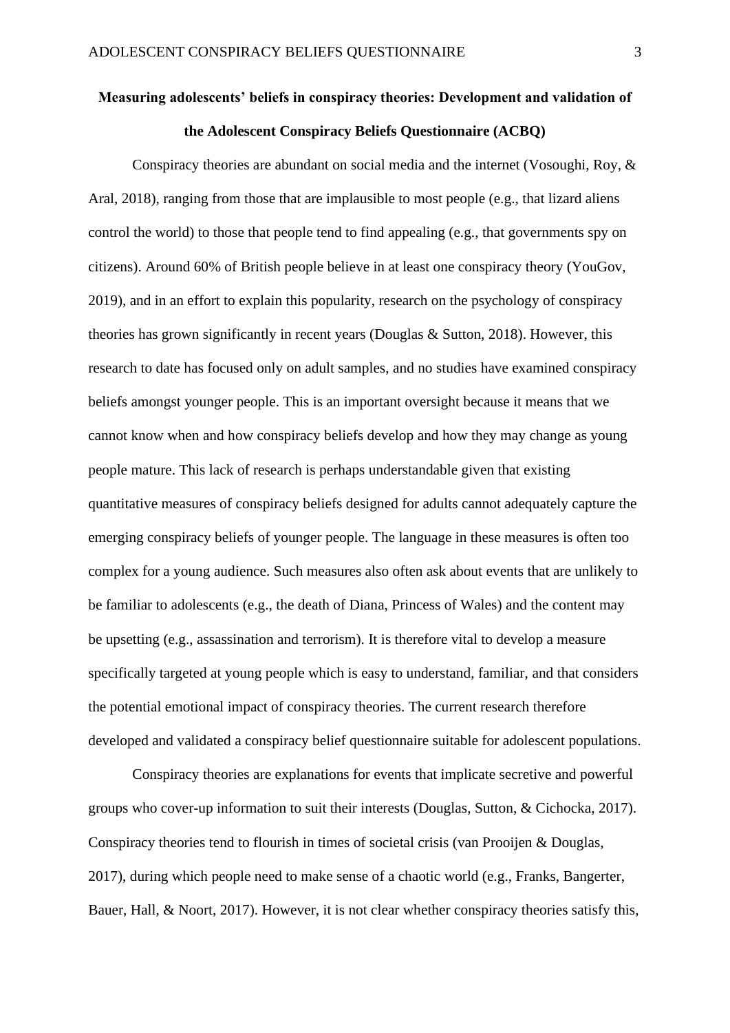**Measuring adolescents' beliefs in conspiracy theories: Development and validation of the Adolescent Conspiracy Beliefs Questionnaire (ACBQ)**

Conspiracy theories are abundant on social media and the internet (Vosoughi, Roy, & Aral, 2018), ranging from those that are implausible to most people (e.g., that lizard aliens control the world) to those that people tend to find appealing (e.g., that governments spy on citizens). Around 60% of British people believe in at least one conspiracy theory (YouGov, 2019), and in an effort to explain this popularity, research on the psychology of conspiracy theories has grown significantly in recent years (Douglas & Sutton, 2018). However, this research to date has focused only on adult samples, and no studies have examined conspiracy beliefs amongst younger people. This is an important oversight because it means that we cannot know when and how conspiracy beliefs develop and how they may change as young people mature. This lack of research is perhaps understandable given that existing quantitative measures of conspiracy beliefs designed for adults cannot adequately capture the emerging conspiracy beliefs of younger people. The language in these measures is often too complex for a young audience. Such measures also often ask about events that are unlikely to be familiar to adolescents (e.g., the death of Diana, Princess of Wales) and the content may be upsetting (e.g., assassination and terrorism). It is therefore vital to develop a measure specifically targeted at young people which is easy to understand, familiar, and that considers the potential emotional impact of conspiracy theories. The current research therefore developed and validated a conspiracy belief questionnaire suitable for adolescent populations.

Conspiracy theories are explanations for events that implicate secretive and powerful groups who cover-up information to suit their interests (Douglas, Sutton, & Cichocka, 2017). Conspiracy theories tend to flourish in times of societal crisis (van Prooijen & Douglas, 2017), during which people need to make sense of a chaotic world (e.g., Franks, Bangerter, Bauer, Hall, & Noort, 2017). However, it is not clear whether conspiracy theories satisfy this,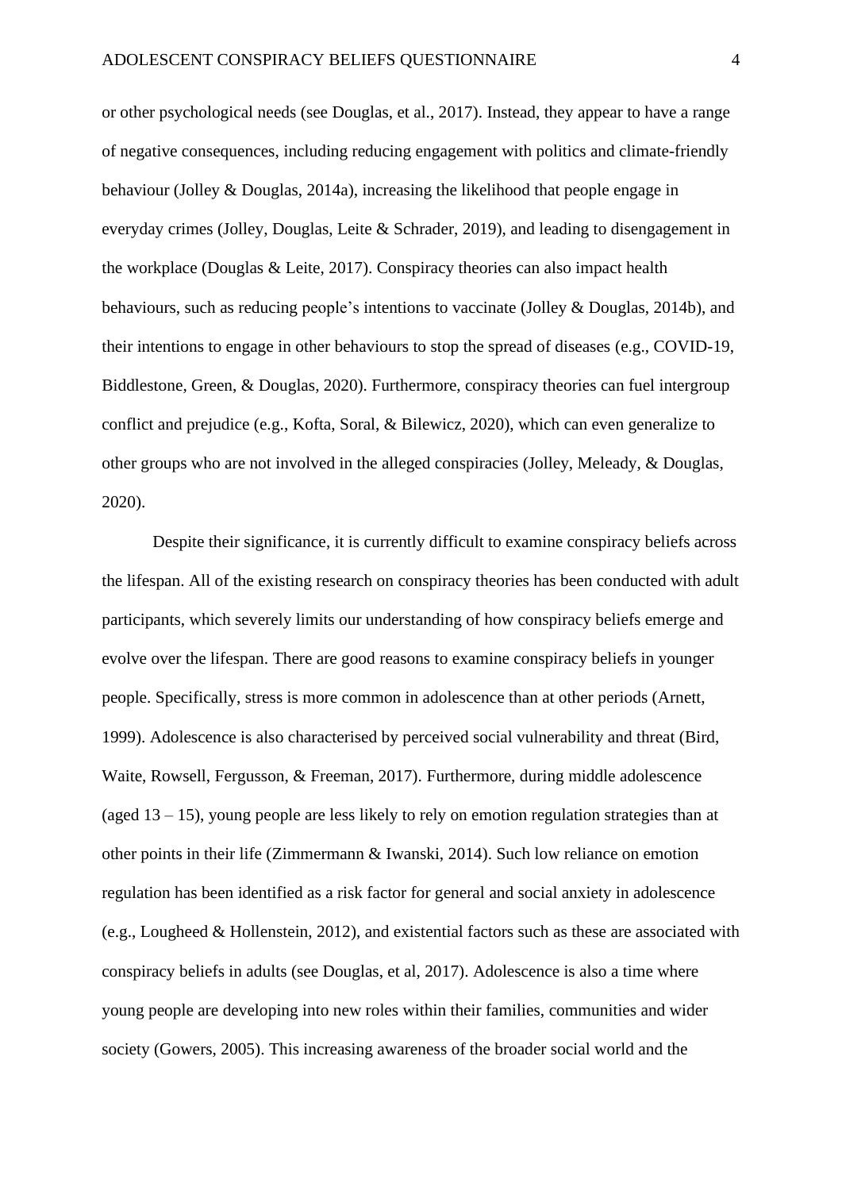or other psychological needs (see Douglas, et al., 2017). Instead, they appear to have a range of negative consequences, including reducing engagement with politics and climate-friendly behaviour (Jolley & Douglas, 2014a), increasing the likelihood that people engage in everyday crimes (Jolley, Douglas, Leite & Schrader, 2019), and leading to disengagement in the workplace (Douglas & Leite, 2017). Conspiracy theories can also impact health behaviours, such as reducing people's intentions to vaccinate (Jolley & Douglas, 2014b), and their intentions to engage in other behaviours to stop the spread of diseases (e.g., COVID-19, Biddlestone, Green, & Douglas, 2020). Furthermore, conspiracy theories can fuel intergroup conflict and prejudice (e.g., Kofta, Soral, & Bilewicz, 2020), which can even generalize to other groups who are not involved in the alleged conspiracies (Jolley, Meleady, & Douglas, 2020).

Despite their significance, it is currently difficult to examine conspiracy beliefs across the lifespan. All of the existing research on conspiracy theories has been conducted with adult participants, which severely limits our understanding of how conspiracy beliefs emerge and evolve over the lifespan. There are good reasons to examine conspiracy beliefs in younger people. Specifically, stress is more common in adolescence than at other periods (Arnett, 1999). Adolescence is also characterised by perceived social vulnerability and threat (Bird, Waite, Rowsell, Fergusson, & Freeman, 2017). Furthermore, during middle adolescence (aged 13 – 15), young people are less likely to rely on emotion regulation strategies than at other points in their life (Zimmermann & Iwanski, 2014). Such low reliance on emotion regulation has been identified as a risk factor for general and social anxiety in adolescence (e.g., Lougheed & Hollenstein, 2012), and existential factors such as these are associated with conspiracy beliefs in adults (see Douglas, et al, 2017). Adolescence is also a time where young people are developing into new roles within their families, communities and wider society (Gowers, 2005). This increasing awareness of the broader social world and the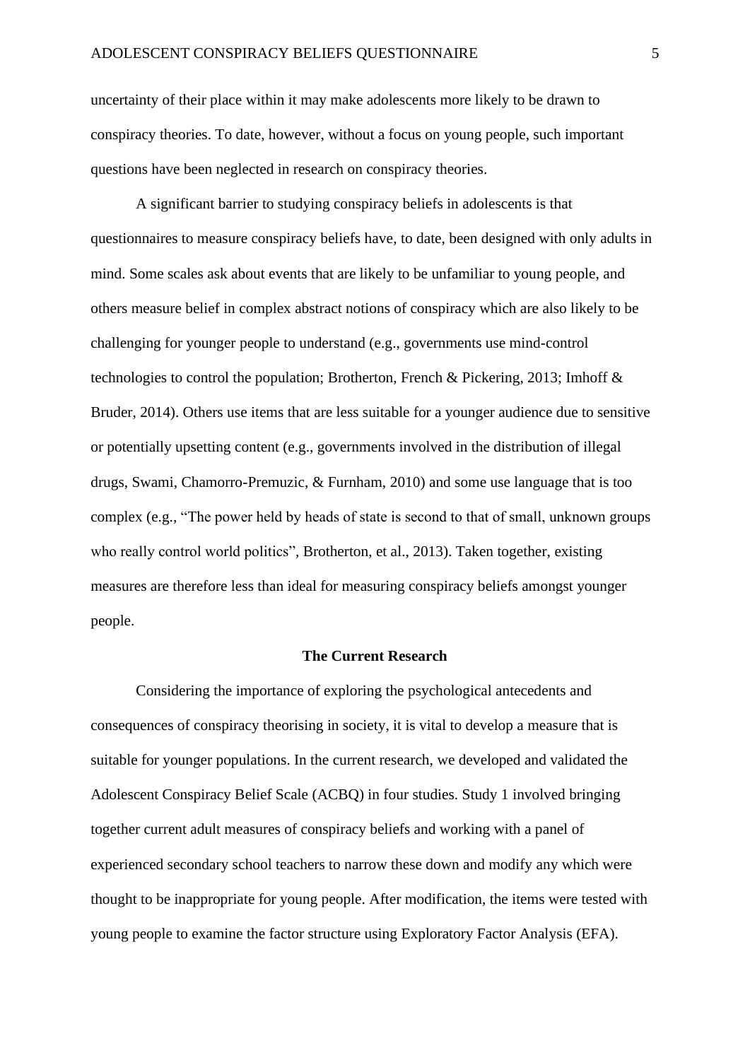uncertainty of their place within it may make adolescents more likely to be drawn to conspiracy theories. To date, however, without a focus on young people, such important questions have been neglected in research on conspiracy theories.

A significant barrier to studying conspiracy beliefs in adolescents is that questionnaires to measure conspiracy beliefs have, to date, been designed with only adults in mind. Some scales ask about events that are likely to be unfamiliar to young people, and others measure belief in complex abstract notions of conspiracy which are also likely to be challenging for younger people to understand (e.g., governments use mind-control technologies to control the population; Brotherton, French & Pickering, 2013; Imhoff & Bruder, 2014). Others use items that are less suitable for a younger audience due to sensitive or potentially upsetting content (e.g., governments involved in the distribution of illegal drugs, Swami, Chamorro-Premuzic, & Furnham, 2010) and some use language that is too complex (e.g., "The power held by heads of state is second to that of small, unknown groups who really control world politics", Brotherton, et al., 2013). Taken together, existing measures are therefore less than ideal for measuring conspiracy beliefs amongst younger people.

## The Current Research

Considering the importance of exploring the psychological antecedents and consequences of conspiracy theorising in society, it is vital to develop a measure that is suitable for younger populations. In the current research, we developed and validated the Adolescent Conspiracy Belief Scale (ACBQ) in four studies. Study 1 involved bringing together current adult measures of conspiracy beliefs and working with a panel of experienced secondary school teachers to narrow these down and modify any which were thought to be inappropriate for young people. After modification, the items were tested with young people to examine the factor structure using Exploratory Factor Analysis (EFA).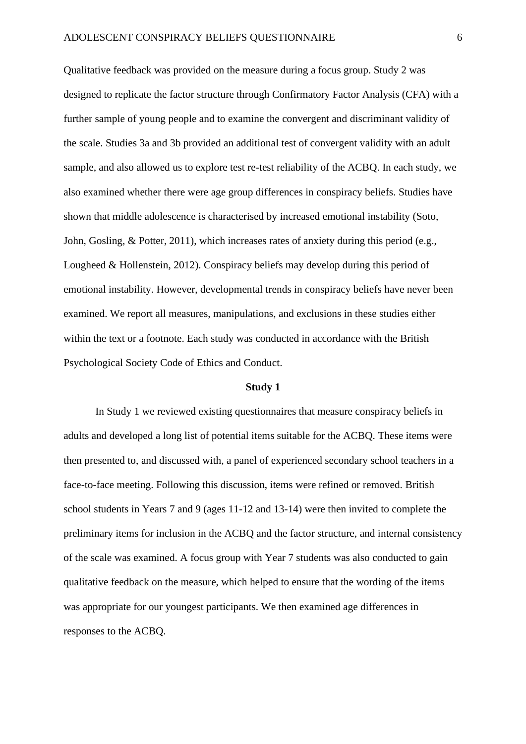Qualitative feedback was provided on the measure during a focus group. Study 2 was designed to replicate the factor structure through Confirmatory Factor Analysis (CFA) with a further sample of young people and to examine the convergent and discriminant validity of the scale. Studies 3a and 3b provided an additional test of convergent validity with an adult sample, and also allowed us to explore test re-test reliability of the ACBQ. In each study, we also examined whether there were age group differences in conspiracy beliefs. Studies have shown that middle adolescence is characterised by increased emotional instability (Soto, John, Gosling, & Potter, 2011), which increases rates of anxiety during this period (e.g., Lougheed & Hollenstein, 2012). Conspiracy beliefs may develop during this period of emotional instability. However, developmental trends in conspiracy beliefs have never been examined. We report all measures, manipulations, and exclusions in these studies either within the text or a footnote. Each study was conducted in accordance with the British Psychological Society Code of Ethics and Conduct.

## Study 1

In Study 1 we reviewed existing questionnaires that measure conspiracy beliefs in adults and developed a long list of potential items suitable for the ACBQ. These items were then presented to, and discussed with, a panel of experienced secondary school teachers in a face-to-face meeting. Following this discussion, items were refined or removed. British school students in Years 7 and 9 (ages 11-12 and 13-14) were then invited to complete the preliminary items for inclusion in the ACBQ and the factor structure, and internal consistency of the scale was examined. A focus group with Year 7 students was also conducted to gain qualitative feedback on the measure, which helped to ensure that the wording of the items was appropriate for our youngest participants. We then examined age differences in responses to the ACBQ.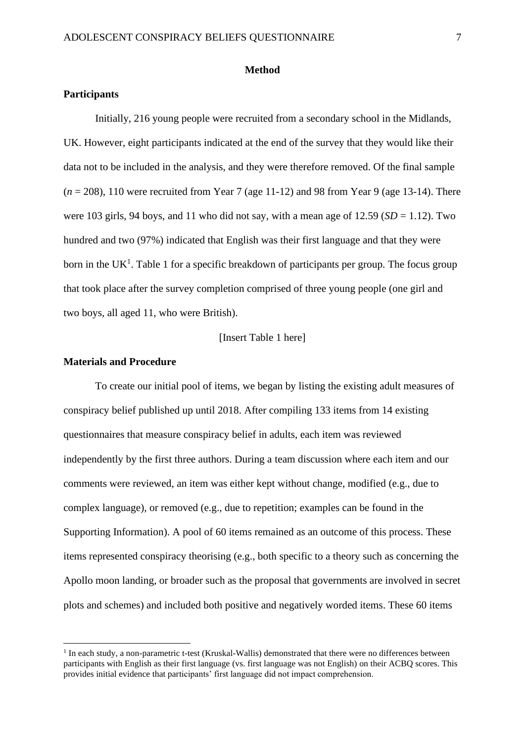# Method

## Participants

Initially, 216 young people were recruited from a secondary school in the Midlands, UK. However, eight participants indicated at the end of the survey that they would like their data not to be included in the analysis, and they were therefore removed. Of the final sample (*n* = 208), 110 were recruited from Year 7 (age 11-12) and 98 from Year 9 (age 13-14). There were 103 girls, 94 boys, and 11 who did not say, with a mean age of 12.59 (*SD* = 1.12). Two hundred and two (97%) indicated that English was their first language and that they were born in the UK[1]. Table 1 for a specific breakdown of participants per group. The focus group that took place after the survey completion comprised of three young people (one girl and two boys, all aged 11, who were British).

[Insert Table 1 here]

## Materials and Procedure

To create our initial pool of items, we began by listing the existing adult measures of conspiracy belief published up until 2018. After compiling 133 items from 14 existing questionnaires that measure conspiracy belief in adults, each item was reviewed independently by the first three authors. During a team discussion where each item and our comments were reviewed, an item was either kept without change, modified (e.g., due to complex language), or removed (e.g., due to repetition; examples can be found in the Supporting Information). A pool of 60 items remained as an outcome of this process. These items represented conspiracy theorising (e.g., both specific to a theory such as concerning the Apollo moon landing, or broader such as the proposal that governments are involved in secret plots and schemes) and included both positive and negatively worded items. These 60 items

[1] In each study, a non-parametric t-test (Kruskal-Wallis) demonstrated that there were no differences between participants with English as their first language (vs. first language was not English) on their ACBQ scores. This provides initial evidence that participants' first language did not impact comprehension.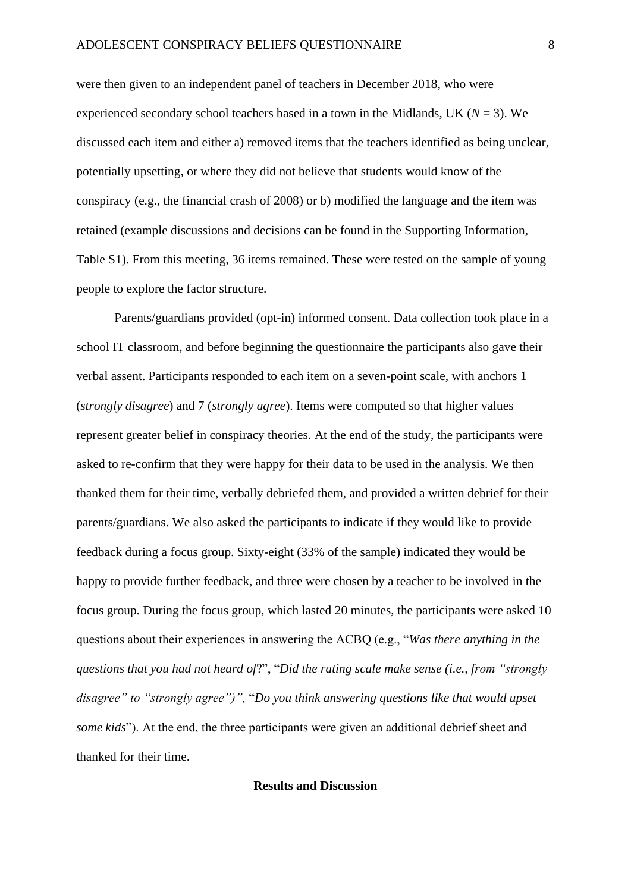were then given to an independent panel of teachers in December 2018, who were experienced secondary school teachers based in a town in the Midlands, UK (*N* = 3). We discussed each item and either a) removed items that the teachers identified as being unclear, potentially upsetting, or where they did not believe that students would know of the conspiracy (e.g., the financial crash of 2008) or b) modified the language and the item was retained (example discussions and decisions can be found in the Supporting Information, Table S1). From this meeting, 36 items remained. These were tested on the sample of young people to explore the factor structure.

Parents/guardians provided (opt-in) informed consent. Data collection took place in a school IT classroom, and before beginning the questionnaire the participants also gave their verbal assent. Participants responded to each item on a seven-point scale, with anchors 1 (*strongly disagree*) and 7 (*strongly agree*). Items were computed so that higher values represent greater belief in conspiracy theories. At the end of the study, the participants were asked to re-confirm that they were happy for their data to be used in the analysis. We then thanked them for their time, verbally debriefed them, and provided a written debrief for their parents/guardians. We also asked the participants to indicate if they would like to provide feedback during a focus group. Sixty-eight (33% of the sample) indicated they would be happy to provide further feedback, and three were chosen by a teacher to be involved in the focus group. During the focus group, which lasted 20 minutes, the participants were asked 10 questions about their experiences in answering the ACBQ (e.g., "*Was there anything in the questions that you had not heard of*?", "*Did the rating scale make sense (i.e., from "strongly disagree" to "strongly agree")",* "*Do you think answering questions like that would upset some kids*"). At the end, the three participants were given an additional debrief sheet and thanked for their time.

## Results and Discussion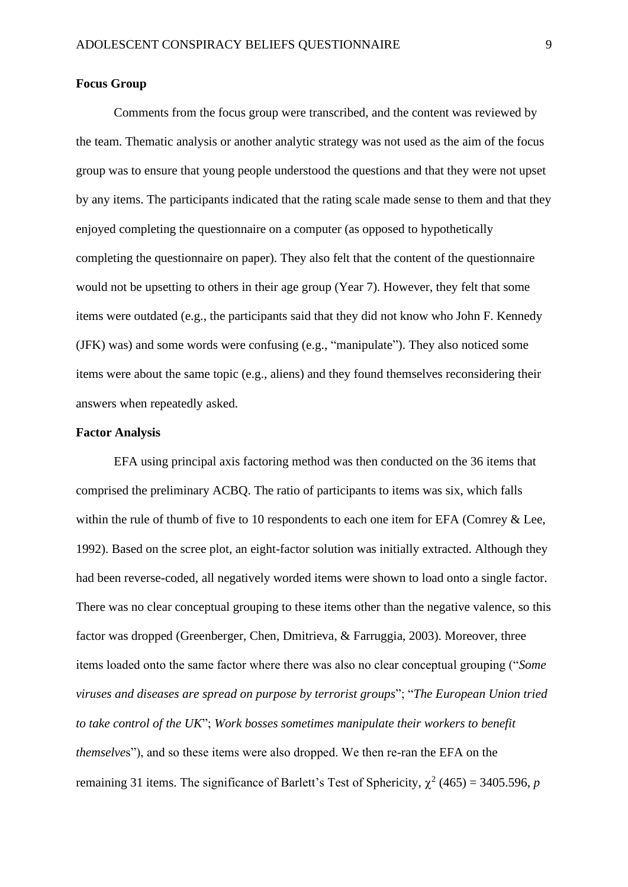**Focus Group**

Comments from the focus group were transcribed, and the content was reviewed by the team. Thematic analysis or another analytic strategy was not used as the aim of the focus group was to ensure that young people understood the questions and that they were not upset by any items. The participants indicated that the rating scale made sense to them and that they enjoyed completing the questionnaire on a computer (as opposed to hypothetically completing the questionnaire on paper). They also felt that the content of the questionnaire would not be upsetting to others in their age group (Year 7). However, they felt that some items were outdated (e.g., the participants said that they did not know who John F. Kennedy (JFK) was) and some words were confusing (e.g., "manipulate"). They also noticed some items were about the same topic (e.g., aliens) and they found themselves reconsidering their answers when repeatedly asked.

**Factor Analysis**

EFA using principal axis factoring method was then conducted on the 36 items that comprised the preliminary ACBQ. The ratio of participants to items was six, which falls within the rule of thumb of five to 10 respondents to each one item for EFA (Comrey & Lee, 1992). Based on the scree plot, an eight-factor solution was initially extracted. Although they had been reverse-coded, all negatively worded items were shown to load onto a single factor. There was no clear conceptual grouping to these items other than the negative valence, so this factor was dropped (Greenberger, Chen, Dmitrieva, & Farruggia, 2003). Moreover, three items loaded onto the same factor where there was also no clear conceptual grouping ("*Some viruses and diseases are spread on purpose by terrorist groups*"; "*The European Union tried to take control of the UK*"; *Work bosses sometimes manipulate their workers to benefit themselves*"), and so these items were also dropped. We then re-ran the EFA on the remaining 31 items. The significance of Barlett's Test of Sphericity, $\chi^2$ (465) = 3405.596, *p*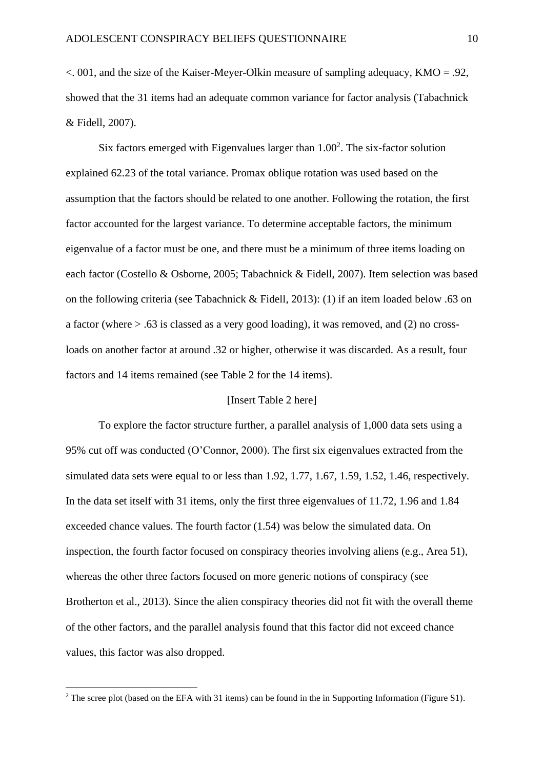<. 001, and the size of the Kaiser-Meyer-Olkin measure of sampling adequacy, KMO = .92, showed that the 31 items had an adequate common variance for factor analysis (Tabachnick & Fidell, 2007).

Six factors emerged with Eigenvalues larger than 1.00[2]. The six-factor solution explained 62.23 of the total variance. Promax oblique rotation was used based on the assumption that the factors should be related to one another. Following the rotation, the first factor accounted for the largest variance. To determine acceptable factors, the minimum eigenvalue of a factor must be one, and there must be a minimum of three items loading on each factor (Costello & Osborne, 2005; Tabachnick & Fidell, 2007). Item selection was based on the following criteria (see Tabachnick & Fidell, 2013): (1) if an item loaded below .63 on a factor (where > .63 is classed as a very good loading), it was removed, and (2) no cross-loads on another factor at around .32 or higher, otherwise it was discarded. As a result, four factors and 14 items remained (see Table 2 for the 14 items).

[Insert Table 2 here]

To explore the factor structure further, a parallel analysis of 1,000 data sets using a 95% cut off was conducted (O'Connor, 2000). The first six eigenvalues extracted from the simulated data sets were equal to or less than 1.92, 1.77, 1.67, 1.59, 1.52, 1.46, respectively. In the data set itself with 31 items, only the first three eigenvalues of 11.72, 1.96 and 1.84 exceeded chance values. The fourth factor (1.54) was below the simulated data. On inspection, the fourth factor focused on conspiracy theories involving aliens (e.g., Area 51), whereas the other three factors focused on more generic notions of conspiracy (see Brotherton et al., 2013). Since the alien conspiracy theories did not fit with the overall theme of the other factors, and the parallel analysis found that this factor did not exceed chance values, this factor was also dropped.

[2] The scree plot (based on the EFA with 31 items) can be found in the in Supporting Information (Figure S1).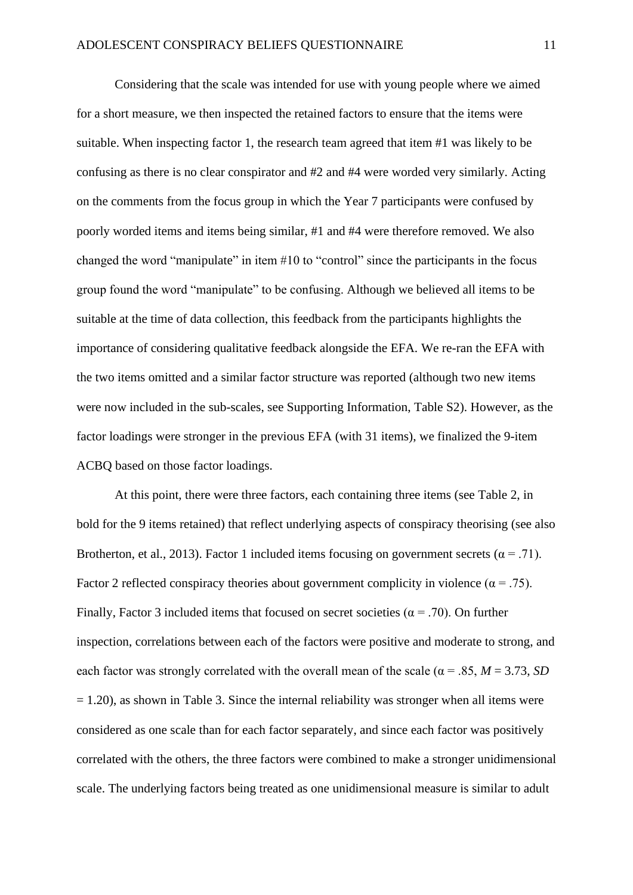Considering that the scale was intended for use with young people where we aimed for a short measure, we then inspected the retained factors to ensure that the items were suitable. When inspecting factor 1, the research team agreed that item #1 was likely to be confusing as there is no clear conspirator and #2 and #4 were worded very similarly. Acting on the comments from the focus group in which the Year 7 participants were confused by poorly worded items and items being similar, #1 and #4 were therefore removed. We also changed the word "manipulate" in item #10 to "control" since the participants in the focus group found the word "manipulate" to be confusing. Although we believed all items to be suitable at the time of data collection, this feedback from the participants highlights the importance of considering qualitative feedback alongside the EFA. We re-ran the EFA with the two items omitted and a similar factor structure was reported (although two new items were now included in the sub-scales, see Supporting Information, Table S2). However, as the factor loadings were stronger in the previous EFA (with 31 items), we finalized the 9-item ACBQ based on those factor loadings.

At this point, there were three factors, each containing three items (see Table 2, in bold for the 9 items retained) that reflect underlying aspects of conspiracy theorising (see also Brotherton, et al., 2013). Factor 1 included items focusing on government secrets ($\alpha = .71$). Factor 2 reflected conspiracy theories about government complicity in violence ($\alpha = .75$). Finally, Factor 3 included items that focused on secret societies ($\alpha = .70$). On further inspection, correlations between each of the factors were positive and moderate to strong, and each factor was strongly correlated with the overall mean of the scale ($\alpha = .85$, $M = 3.73$, $SD = 1.20$), as shown in Table 3. Since the internal reliability was stronger when all items were considered as one scale than for each factor separately, and since each factor was positively correlated with the others, the three factors were combined to make a stronger unidimensional scale. The underlying factors being treated as one unidimensional measure is similar to adult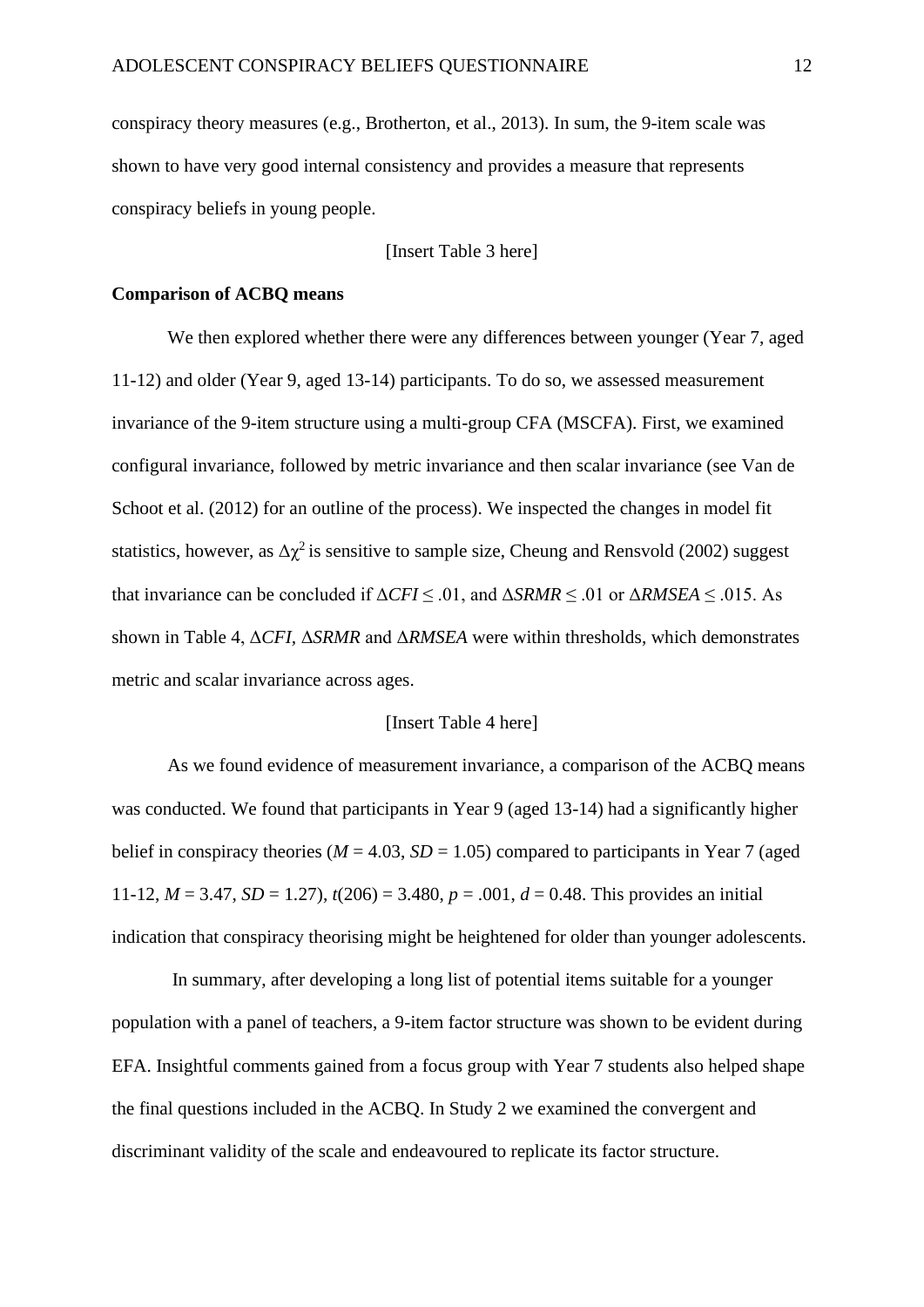conspiracy theory measures (e.g., Brotherton, et al., 2013). In sum, the 9-item scale was shown to have very good internal consistency and provides a measure that represents conspiracy beliefs in young people.

[Insert Table 3 here]

**Comparison of ACBQ means**

We then explored whether there were any differences between younger (Year 7, aged 11-12) and older (Year 9, aged 13-14) participants. To do so, we assessed measurement invariance of the 9-item structure using a multi-group CFA (MSCFA). First, we examined configural invariance, followed by metric invariance and then scalar invariance (see Van de Schoot et al. (2012) for an outline of the process). We inspected the changes in model fit statistics, however, as $\Delta\chi^2$ is sensitive to sample size, Cheung and Rensvold (2002) suggest that invariance can be concluded if $\Delta CFI \leq .01$, and $\Delta SRMR \leq .01$ or $\Delta RMSEA \leq .015$. As shown in Table 4, $\Delta CFI$, $\Delta SRMR$ and $\Delta RMSEA$ were within thresholds, which demonstrates metric and scalar invariance across ages.

[Insert Table 4 here]

As we found evidence of measurement invariance, a comparison of the ACBQ means was conducted. We found that participants in Year 9 (aged 13-14) had a significantly higher belief in conspiracy theories ($M$ = 4.03, $SD$ = 1.05) compared to participants in Year 7 (aged 11-12, $M$ = 3.47, $SD$ = 1.27), $t$(206) = 3.480, $p$ = .001, $d$ = 0.48. This provides an initial indication that conspiracy theorising might be heightened for older than younger adolescents.

In summary, after developing a long list of potential items suitable for a younger population with a panel of teachers, a 9-item factor structure was shown to be evident during EFA. Insightful comments gained from a focus group with Year 7 students also helped shape the final questions included in the ACBQ. In Study 2 we examined the convergent and discriminant validity of the scale and endeavoured to replicate its factor structure.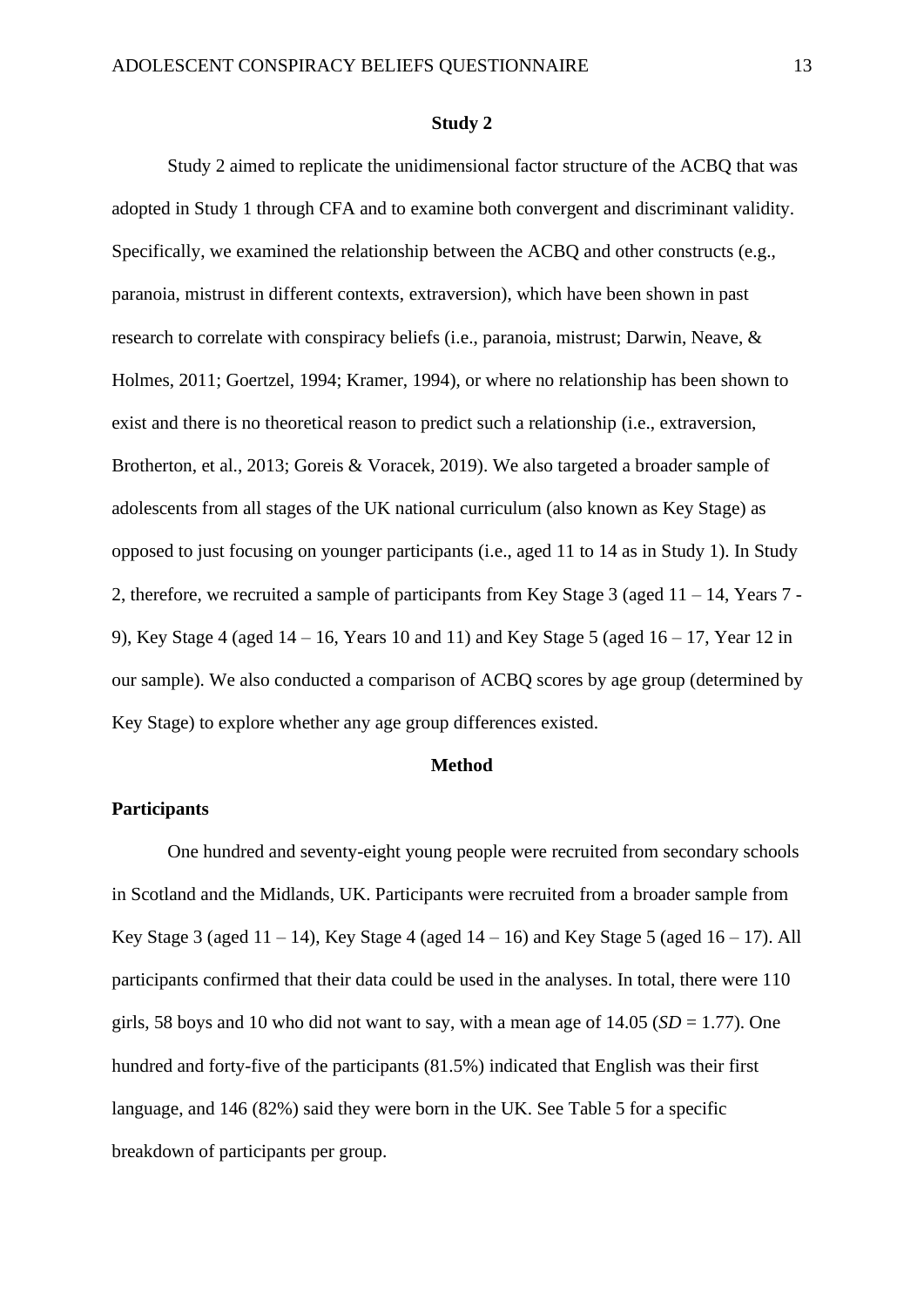## Study 2

Study 2 aimed to replicate the unidimensional factor structure of the ACBQ that was adopted in Study 1 through CFA and to examine both convergent and discriminant validity. Specifically, we examined the relationship between the ACBQ and other constructs (e.g., paranoia, mistrust in different contexts, extraversion), which have been shown in past research to correlate with conspiracy beliefs (i.e., paranoia, mistrust; Darwin, Neave, & Holmes, 2011; Goertzel, 1994; Kramer, 1994), or where no relationship has been shown to exist and there is no theoretical reason to predict such a relationship (i.e., extraversion, Brotherton, et al., 2013; Goreis & Voracek, 2019). We also targeted a broader sample of adolescents from all stages of the UK national curriculum (also known as Key Stage) as opposed to just focusing on younger participants (i.e., aged 11 to 14 as in Study 1). In Study 2, therefore, we recruited a sample of participants from Key Stage 3 (aged 11 – 14, Years 7 - 9), Key Stage 4 (aged 14 – 16, Years 10 and 11) and Key Stage 5 (aged 16 – 17, Year 12 in our sample). We also conducted a comparison of ACBQ scores by age group (determined by Key Stage) to explore whether any age group differences existed.

## Method

### Participants

One hundred and seventy-eight young people were recruited from secondary schools in Scotland and the Midlands, UK. Participants were recruited from a broader sample from Key Stage 3 (aged 11 – 14), Key Stage 4 (aged 14 – 16) and Key Stage 5 (aged 16 – 17). All participants confirmed that their data could be used in the analyses. In total, there were 110 girls, 58 boys and 10 who did not want to say, with a mean age of 14.05 (*SD* = 1.77). One hundred and forty-five of the participants (81.5%) indicated that English was their first language, and 146 (82%) said they were born in the UK. See Table 5 for a specific breakdown of participants per group.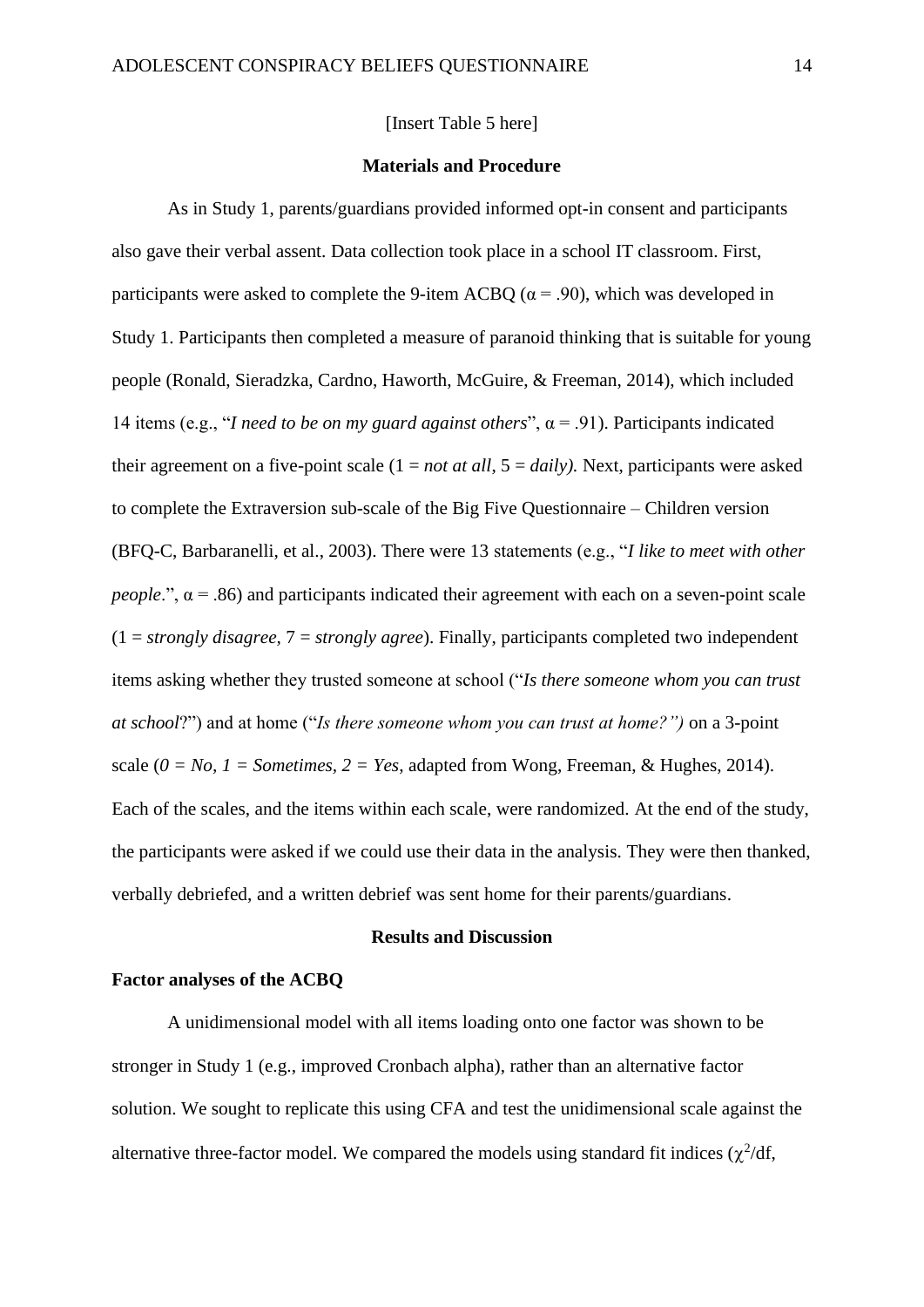[Insert Table 5 here]

## Materials and Procedure

As in Study 1, parents/guardians provided informed opt-in consent and participants also gave their verbal assent. Data collection took place in a school IT classroom. First, participants were asked to complete the 9-item ACBQ ($\alpha$ = .90), which was developed in Study 1. Participants then completed a measure of paranoid thinking that is suitable for young people (Ronald, Sieradzka, Cardno, Haworth, McGuire, & Freeman, 2014), which included 14 items (e.g., "*I need to be on my guard against others*", $\alpha$ = .91). Participants indicated their agreement on a five-point scale (1 = *not at all*, 5 = *daily).* Next, participants were asked to complete the Extraversion sub-scale of the Big Five Questionnaire – Children version (BFQ-C, Barbaranelli, et al., 2003). There were 13 statements (e.g., "*I like to meet with other people*.", $\alpha$ = .86) and participants indicated their agreement with each on a seven-point scale (1 = *strongly disagree*, 7 = *strongly agree*). Finally, participants completed two independent items asking whether they trusted someone at school ("*Is there someone whom you can trust at school*?") and at home ("*Is there someone whom you can trust at home?")* on a 3-point scale (*0 = No, 1 = Sometimes, 2 = Yes*, adapted from Wong, Freeman, & Hughes, 2014). Each of the scales, and the items within each scale, were randomized. At the end of the study, the participants were asked if we could use their data in the analysis. They were then thanked, verbally debriefed, and a written debrief was sent home for their parents/guardians.

## Results and Discussion

### Factor analyses of the ACBQ

A unidimensional model with all items loading onto one factor was shown to be stronger in Study 1 (e.g., improved Cronbach alpha), rather than an alternative factor solution. We sought to replicate this using CFA and test the unidimensional scale against the alternative three-factor model. We compared the models using standard fit indices ($\chi^2$/df,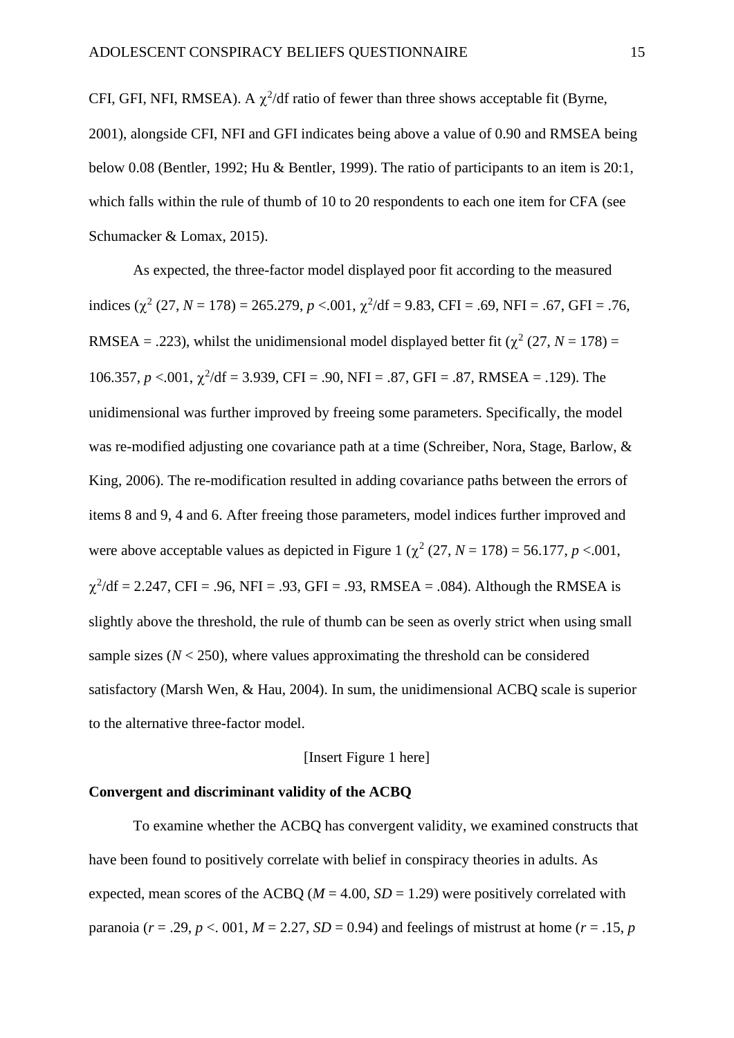CFI, GFI, NFI, RMSEA). A $\chi^2$/df ratio of fewer than three shows acceptable fit (Byrne, 2001), alongside CFI, NFI and GFI indicates being above a value of 0.90 and RMSEA being below 0.08 (Bentler, 1992; Hu & Bentler, 1999). The ratio of participants to an item is 20:1, which falls within the rule of thumb of 10 to 20 respondents to each one item for CFA (see Schumacker & Lomax, 2015).

As expected, the three-factor model displayed poor fit according to the measured indices ($\chi^2$ (27, *N* = 178) = 265.279, *p* <.001, $\chi^2$/df = 9.83, CFI = .69, NFI = .67, GFI = .76, RMSEA = .223), whilst the unidimensional model displayed better fit ($\chi^2$ (27, *N* = 178) = 106.357, *p* <.001, $\chi^2$/df = 3.939, CFI = .90, NFI = .87, GFI = .87, RMSEA = .129). The unidimensional was further improved by freeing some parameters. Specifically, the model was re-modified adjusting one covariance path at a time (Schreiber, Nora, Stage, Barlow, & King, 2006). The re-modification resulted in adding covariance paths between the errors of items 8 and 9, 4 and 6. After freeing those parameters, model indices further improved and were above acceptable values as depicted in Figure 1 ($\chi^2$ (27, *N* = 178) = 56.177, *p* <.001, $\chi^2$/df = 2.247, CFI = .96, NFI = .93, GFI = .93, RMSEA = .084). Although the RMSEA is slightly above the threshold, the rule of thumb can be seen as overly strict when using small sample sizes (*N* < 250), where values approximating the threshold can be considered satisfactory (Marsh Wen, & Hau, 2004). In sum, the unidimensional ACBQ scale is superior to the alternative three-factor model.

[Insert Figure 1 here]

**Convergent and discriminant validity of the ACBQ**

To examine whether the ACBQ has convergent validity, we examined constructs that have been found to positively correlate with belief in conspiracy theories in adults. As expected, mean scores of the ACBQ (*M* = 4.00, *SD* = 1.29) were positively correlated with paranoia (*r* = .29, *p* <. 001, *M* = 2.27, *SD* = 0.94) and feelings of mistrust at home (*r* = .15, *p*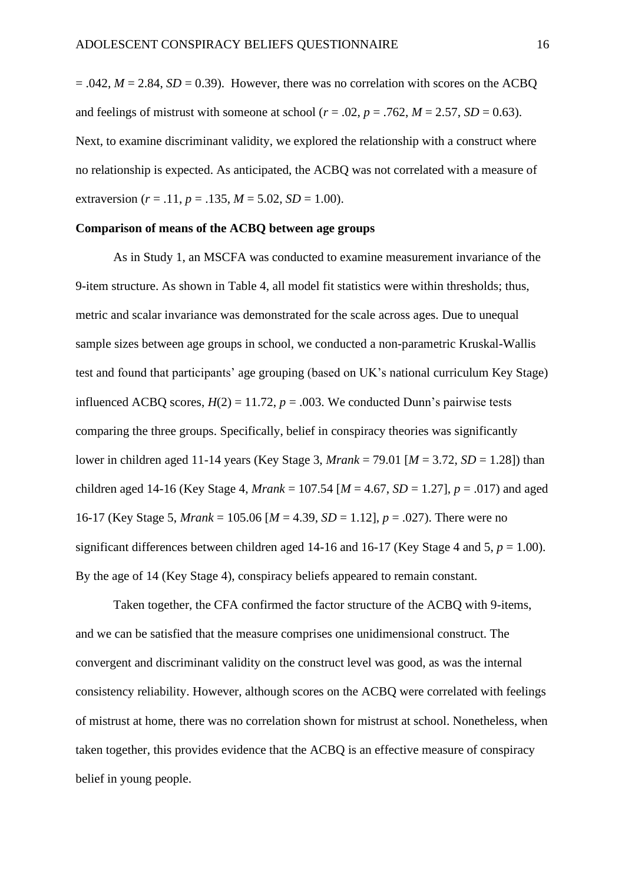= .042, $M = 2.84$, $SD = 0.39$). However, there was no correlation with scores on the ACBQ and feelings of mistrust with someone at school ($r = .02$, $p = .762$, $M = 2.57$, $SD = 0.63$). Next, to examine discriminant validity, we explored the relationship with a construct where no relationship is expected. As anticipated, the ACBQ was not correlated with a measure of extraversion ($r = .11$, $p = .135$, $M = 5.02$, $SD = 1.00$).

**Comparison of means of the ACBQ between age groups**

As in Study 1, an MSCFA was conducted to examine measurement invariance of the 9-item structure. As shown in Table 4, all model fit statistics were within thresholds; thus, metric and scalar invariance was demonstrated for the scale across ages. Due to unequal sample sizes between age groups in school, we conducted a non-parametric Kruskal-Wallis test and found that participants' age grouping (based on UK's national curriculum Key Stage) influenced ACBQ scores, $H(2) = 11.72$, $p = .003$. We conducted Dunn's pairwise tests comparing the three groups. Specifically, belief in conspiracy theories was significantly lower in children aged 11-14 years (Key Stage 3, *Mrank* = 79.01 [$M = 3.72$, $SD = 1.28$]) than children aged 14-16 (Key Stage 4, *Mrank* = 107.54 [$M = 4.67$, $SD = 1.27$], $p = .017$) and aged 16-17 (Key Stage 5, *Mrank* = 105.06 [$M = 4.39$, $SD = 1.12$], $p = .027$). There were no significant differences between children aged 14-16 and 16-17 (Key Stage 4 and 5, $p = 1.00$). By the age of 14 (Key Stage 4), conspiracy beliefs appeared to remain constant.

Taken together, the CFA confirmed the factor structure of the ACBQ with 9-items, and we can be satisfied that the measure comprises one unidimensional construct. The convergent and discriminant validity on the construct level was good, as was the internal consistency reliability. However, although scores on the ACBQ were correlated with feelings of mistrust at home, there was no correlation shown for mistrust at school. Nonetheless, when taken together, this provides evidence that the ACBQ is an effective measure of conspiracy belief in young people.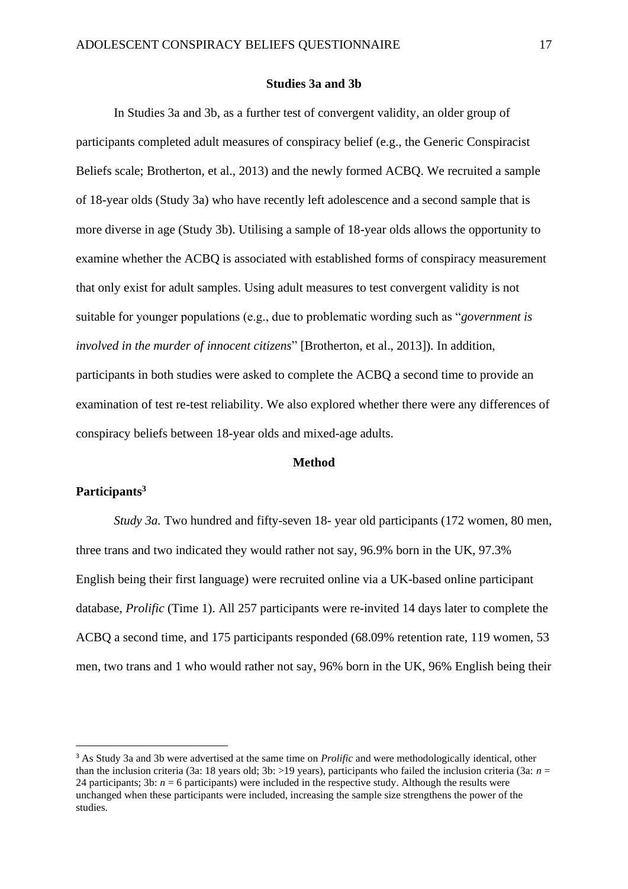## Studies 3a and 3b

In Studies 3a and 3b, as a further test of convergent validity, an older group of participants completed adult measures of conspiracy belief (e.g., the Generic Conspiracist Beliefs scale; Brotherton, et al., 2013) and the newly formed ACBQ. We recruited a sample of 18-year olds (Study 3a) who have recently left adolescence and a second sample that is more diverse in age (Study 3b). Utilising a sample of 18-year olds allows the opportunity to examine whether the ACBQ is associated with established forms of conspiracy measurement that only exist for adult samples. Using adult measures to test convergent validity is not suitable for younger populations (e.g., due to problematic wording such as "*government is involved in the murder of innocent citizens*" [Brotherton, et al., 2013]). In addition, participants in both studies were asked to complete the ACBQ a second time to provide an examination of test re-test reliability. We also explored whether there were any differences of conspiracy beliefs between 18-year olds and mixed-age adults.

### Method

**Participants[3]**

*Study 3a.* Two hundred and fifty-seven 18- year old participants (172 women, 80 men, three trans and two indicated they would rather not say, 96.9% born in the UK, 97.3% English being their first language) were recruited online via a UK-based online participant database, *Prolific* (Time 1). All 257 participants were re-invited 14 days later to complete the ACBQ a second time, and 175 participants responded (68.09% retention rate, 119 women, 53 men, two trans and 1 who would rather not say, 96% born in the UK, 96% English being their

[3] As Study 3a and 3b were advertised at the same time on *Prolific* and were methodologically identical, other than the inclusion criteria (3a: 18 years old; 3b: >19 years), participants who failed the inclusion criteria (3a: $n$ = 24 participants; 3b: $n$ = 6 participants) were included in the respective study. Although the results were unchanged when these participants were included, increasing the sample size strengthens the power of the studies.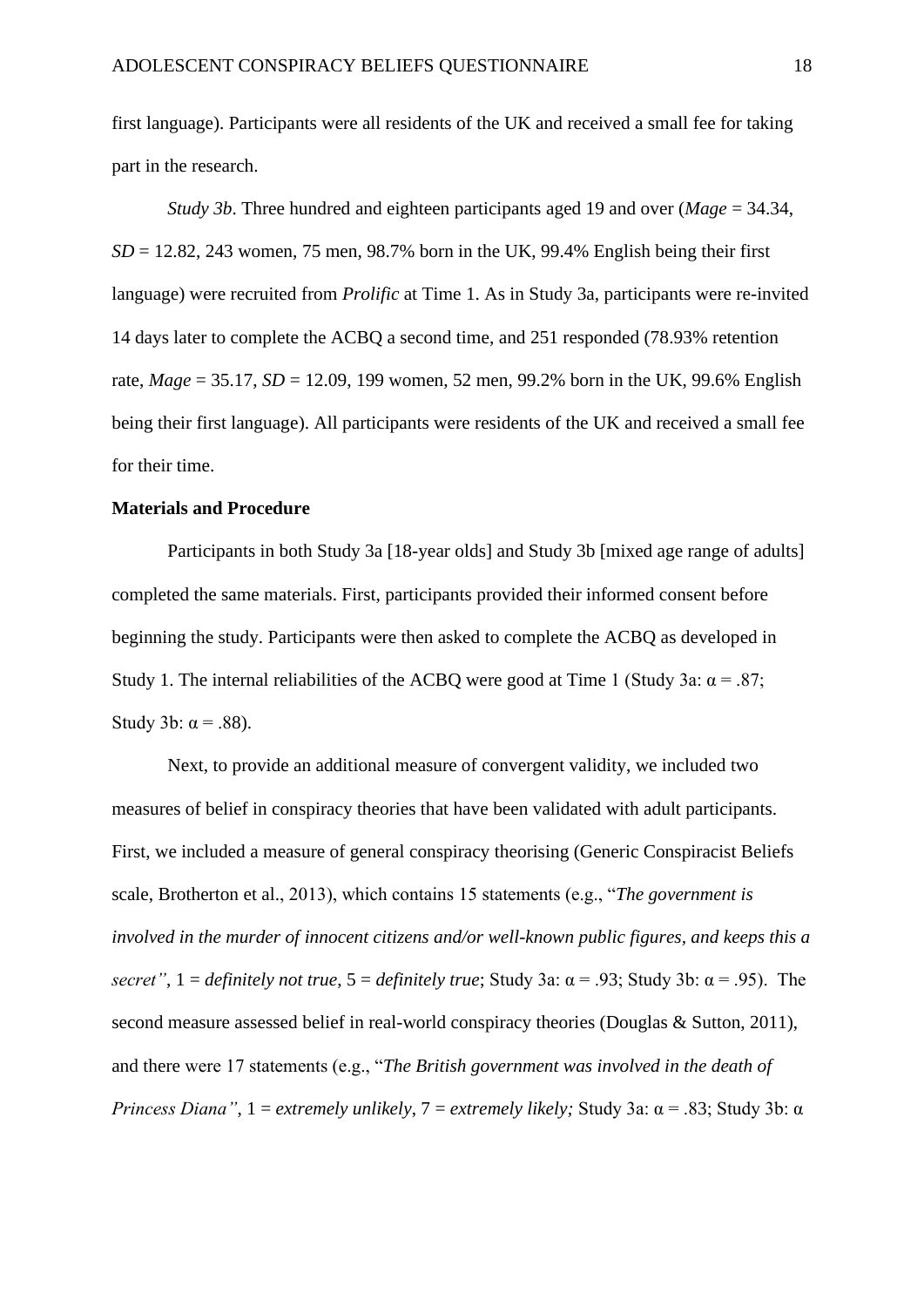first language). Participants were all residents of the UK and received a small fee for taking part in the research.

*Study 3b*. Three hundred and eighteen participants aged 19 and over (*Mage* = 34.34, *SD* = 12.82, 243 women, 75 men, 98.7% born in the UK, 99.4% English being their first language) were recruited from *Prolific* at Time 1. As in Study 3a, participants were re-invited 14 days later to complete the ACBQ a second time, and 251 responded (78.93% retention rate, *Mage* = 35.17, *SD* = 12.09, 199 women, 52 men, 99.2% born in the UK, 99.6% English being their first language). All participants were residents of the UK and received a small fee for their time.

**Materials and Procedure**

Participants in both Study 3a [18-year olds] and Study 3b [mixed age range of adults] completed the same materials. First, participants provided their informed consent before beginning the study. Participants were then asked to complete the ACBQ as developed in Study 1. The internal reliabilities of the ACBQ were good at Time 1 (Study 3a: α = .87; Study 3b: α = .88).

Next, to provide an additional measure of convergent validity, we included two measures of belief in conspiracy theories that have been validated with adult participants. First, we included a measure of general conspiracy theorising (Generic Conspiracist Beliefs scale, Brotherton et al., 2013), which contains 15 statements (e.g., "*The government is involved in the murder of innocent citizens and/or well-known public figures, and keeps this a secret"*, 1 = *definitely not true*, 5 = *definitely true*; Study 3a: α = .93; Study 3b: α = .95). The second measure assessed belief in real-world conspiracy theories (Douglas & Sutton, 2011), and there were 17 statements (e.g., "*The British government was involved in the death of Princess Diana"*, 1 = *extremely unlikely*, 7 = *extremely likely;* Study 3a: α = .83; Study 3b: α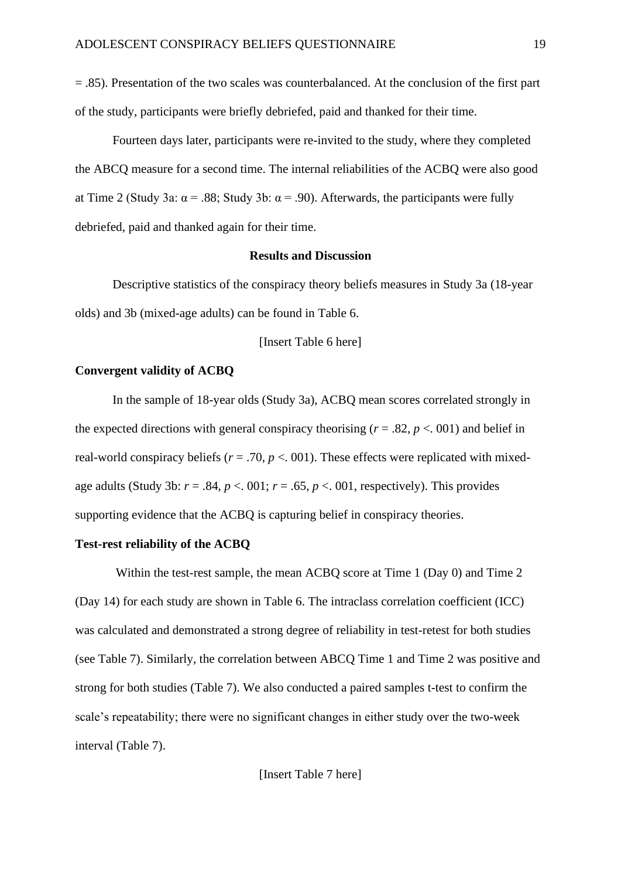= .85). Presentation of the two scales was counterbalanced. At the conclusion of the first part of the study, participants were briefly debriefed, paid and thanked for their time.

Fourteen days later, participants were re-invited to the study, where they completed the ABCQ measure for a second time. The internal reliabilities of the ACBQ were also good at Time 2 (Study 3a: α = .88; Study 3b: α = .90). Afterwards, the participants were fully debriefed, paid and thanked again for their time.

**Results and Discussion**

Descriptive statistics of the conspiracy theory beliefs measures in Study 3a (18-year olds) and 3b (mixed-age adults) can be found in Table 6.

[Insert Table 6 here]

**Convergent validity of ACBQ**

In the sample of 18-year olds (Study 3a), ACBQ mean scores correlated strongly in the expected directions with general conspiracy theorising ($r$ = .82, $p$ <. 001) and belief in real-world conspiracy beliefs ($r$ = .70, $p$ <. 001). These effects were replicated with mixed-age adults (Study 3b: $r$ = .84, $p$ <. 001; $r$ = .65, $p$ <. 001, respectively). This provides supporting evidence that the ACBQ is capturing belief in conspiracy theories.

**Test-rest reliability of the ACBQ**

Within the test-rest sample, the mean ACBQ score at Time 1 (Day 0) and Time 2 (Day 14) for each study are shown in Table 6. The intraclass correlation coefficient (ICC) was calculated and demonstrated a strong degree of reliability in test-retest for both studies (see Table 7). Similarly, the correlation between ABCQ Time 1 and Time 2 was positive and strong for both studies (Table 7). We also conducted a paired samples t-test to confirm the scale's repeatability; there were no significant changes in either study over the two-week interval (Table 7).

[Insert Table 7 here]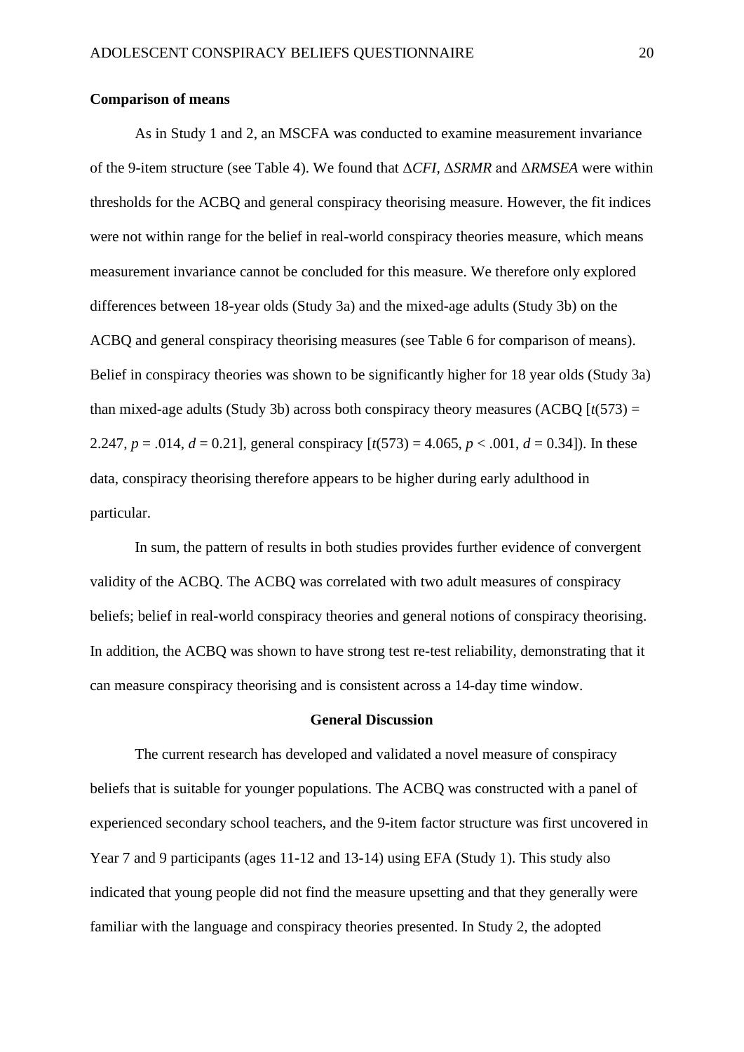**Comparison of means**

As in Study 1 and 2, an MSCFA was conducted to examine measurement invariance of the 9-item structure (see Table 4). We found that $\Delta CFI$, $\Delta SRMR$ and $\Delta RMSEA$ were within thresholds for the ACBQ and general conspiracy theorising measure. However, the fit indices were not within range for the belief in real-world conspiracy theories measure, which means measurement invariance cannot be concluded for this measure. We therefore only explored differences between 18-year olds (Study 3a) and the mixed-age adults (Study 3b) on the ACBQ and general conspiracy theorising measures (see Table 6 for comparison of means). Belief in conspiracy theories was shown to be significantly higher for 18 year olds (Study 3a) than mixed-age adults (Study 3b) across both conspiracy theory measures (ACBQ [$t(573) = 2.247$, $p = .014$, $d = 0.21$], general conspiracy [$t(573) = 4.065$, $p < .001$, $d = 0.34$]). In these data, conspiracy theorising therefore appears to be higher during early adulthood in particular.

In sum, the pattern of results in both studies provides further evidence of convergent validity of the ACBQ. The ACBQ was correlated with two adult measures of conspiracy beliefs; belief in real-world conspiracy theories and general notions of conspiracy theorising. In addition, the ACBQ was shown to have strong test re-test reliability, demonstrating that it can measure conspiracy theorising and is consistent across a 14-day time window.

## General Discussion

The current research has developed and validated a novel measure of conspiracy beliefs that is suitable for younger populations. The ACBQ was constructed with a panel of experienced secondary school teachers, and the 9-item factor structure was first uncovered in Year 7 and 9 participants (ages 11-12 and 13-14) using EFA (Study 1). This study also indicated that young people did not find the measure upsetting and that they generally were familiar with the language and conspiracy theories presented. In Study 2, the adopted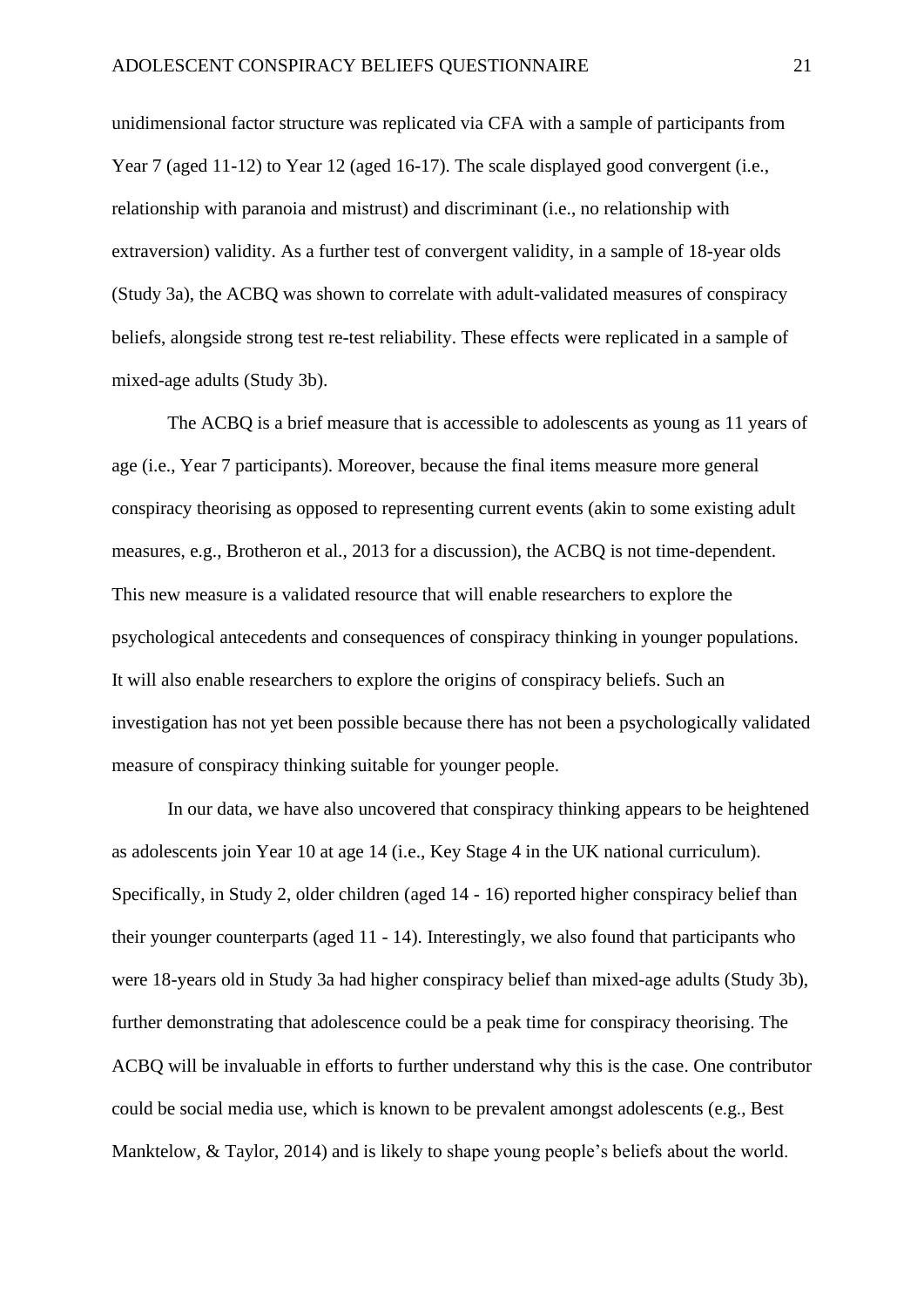unidimensional factor structure was replicated via CFA with a sample of participants from Year 7 (aged 11-12) to Year 12 (aged 16-17). The scale displayed good convergent (i.e., relationship with paranoia and mistrust) and discriminant (i.e., no relationship with extraversion) validity. As a further test of convergent validity, in a sample of 18-year olds (Study 3a), the ACBQ was shown to correlate with adult-validated measures of conspiracy beliefs, alongside strong test re-test reliability. These effects were replicated in a sample of mixed-age adults (Study 3b).

The ACBQ is a brief measure that is accessible to adolescents as young as 11 years of age (i.e., Year 7 participants). Moreover, because the final items measure more general conspiracy theorising as opposed to representing current events (akin to some existing adult measures, e.g., Brotheron et al., 2013 for a discussion), the ACBQ is not time-dependent. This new measure is a validated resource that will enable researchers to explore the psychological antecedents and consequences of conspiracy thinking in younger populations. It will also enable researchers to explore the origins of conspiracy beliefs. Such an investigation has not yet been possible because there has not been a psychologically validated measure of conspiracy thinking suitable for younger people.

In our data, we have also uncovered that conspiracy thinking appears to be heightened as adolescents join Year 10 at age 14 (i.e., Key Stage 4 in the UK national curriculum). Specifically, in Study 2, older children (aged 14 - 16) reported higher conspiracy belief than their younger counterparts (aged 11 - 14). Interestingly, we also found that participants who were 18-years old in Study 3a had higher conspiracy belief than mixed-age adults (Study 3b), further demonstrating that adolescence could be a peak time for conspiracy theorising. The ACBQ will be invaluable in efforts to further understand why this is the case. One contributor could be social media use, which is known to be prevalent amongst adolescents (e.g., Best Manktelow, & Taylor, 2014) and is likely to shape young people's beliefs about the world.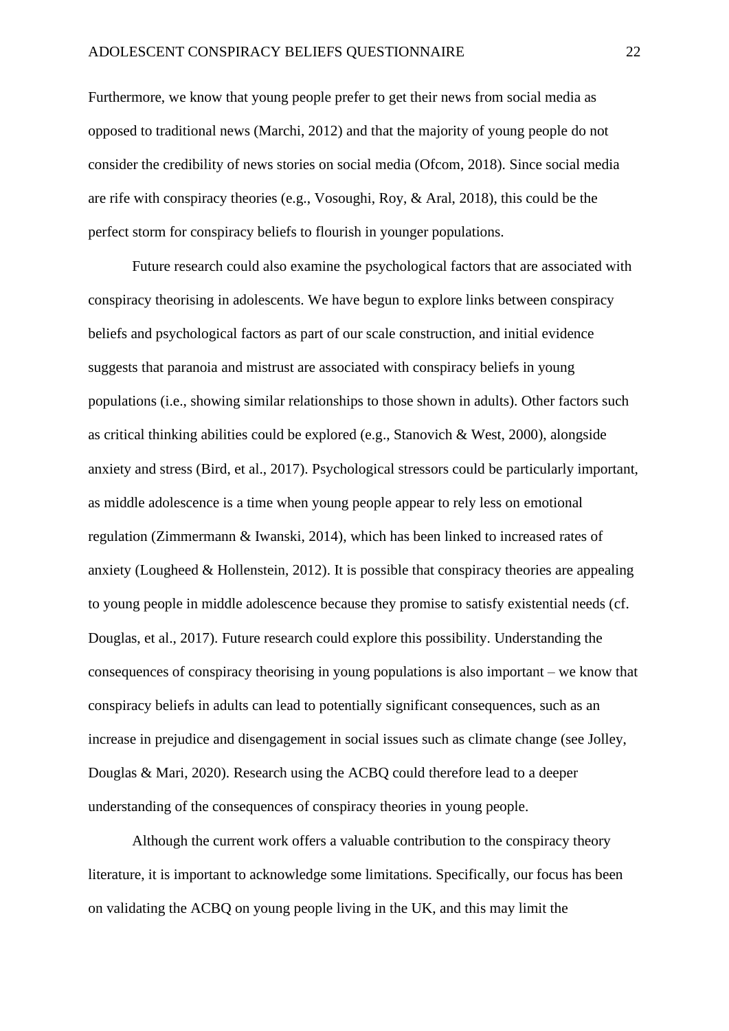Furthermore, we know that young people prefer to get their news from social media as opposed to traditional news (Marchi, 2012) and that the majority of young people do not consider the credibility of news stories on social media (Ofcom, 2018). Since social media are rife with conspiracy theories (e.g., Vosoughi, Roy, & Aral, 2018), this could be the perfect storm for conspiracy beliefs to flourish in younger populations.

Future research could also examine the psychological factors that are associated with conspiracy theorising in adolescents. We have begun to explore links between conspiracy beliefs and psychological factors as part of our scale construction, and initial evidence suggests that paranoia and mistrust are associated with conspiracy beliefs in young populations (i.e., showing similar relationships to those shown in adults). Other factors such as critical thinking abilities could be explored (e.g., Stanovich & West, 2000), alongside anxiety and stress (Bird, et al., 2017). Psychological stressors could be particularly important, as middle adolescence is a time when young people appear to rely less on emotional regulation (Zimmermann & Iwanski, 2014), which has been linked to increased rates of anxiety (Lougheed & Hollenstein, 2012). It is possible that conspiracy theories are appealing to young people in middle adolescence because they promise to satisfy existential needs (cf. Douglas, et al., 2017). Future research could explore this possibility. Understanding the consequences of conspiracy theorising in young populations is also important – we know that conspiracy beliefs in adults can lead to potentially significant consequences, such as an increase in prejudice and disengagement in social issues such as climate change (see Jolley, Douglas & Mari, 2020). Research using the ACBQ could therefore lead to a deeper understanding of the consequences of conspiracy theories in young people.

Although the current work offers a valuable contribution to the conspiracy theory literature, it is important to acknowledge some limitations. Specifically, our focus has been on validating the ACBQ on young people living in the UK, and this may limit the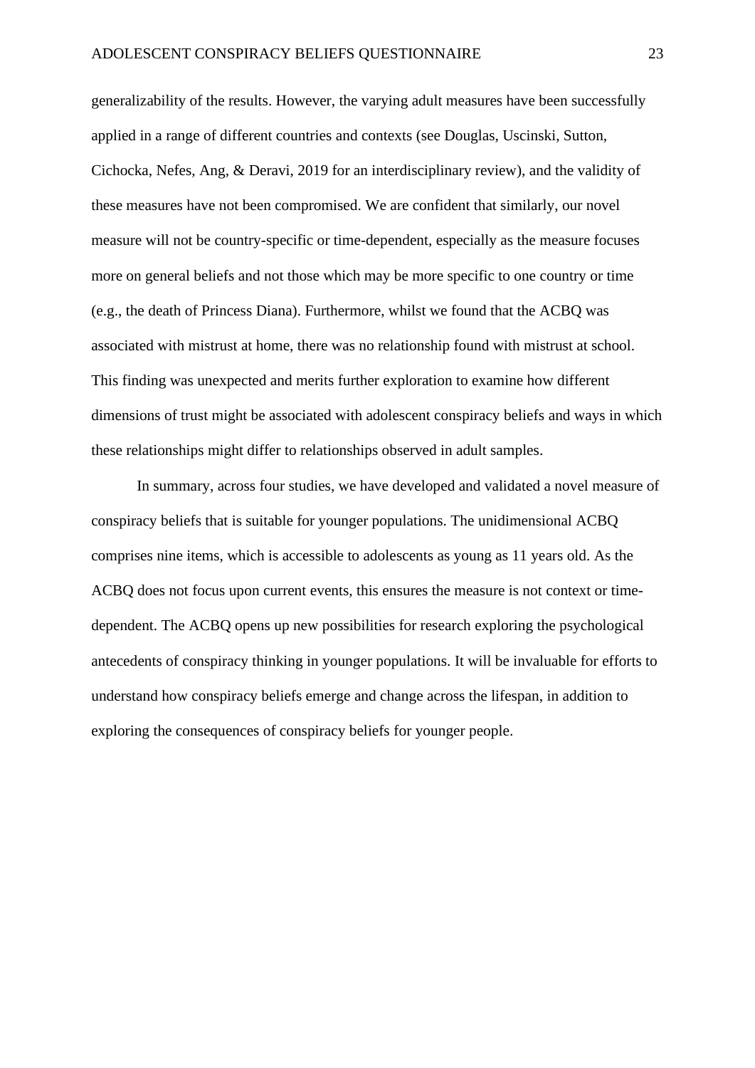generalizability of the results. However, the varying adult measures have been successfully applied in a range of different countries and contexts (see Douglas, Uscinski, Sutton, Cichocka, Nefes, Ang, & Deravi, 2019 for an interdisciplinary review), and the validity of these measures have not been compromised. We are confident that similarly, our novel measure will not be country-specific or time-dependent, especially as the measure focuses more on general beliefs and not those which may be more specific to one country or time (e.g., the death of Princess Diana). Furthermore, whilst we found that the ACBQ was associated with mistrust at home, there was no relationship found with mistrust at school. This finding was unexpected and merits further exploration to examine how different dimensions of trust might be associated with adolescent conspiracy beliefs and ways in which these relationships might differ to relationships observed in adult samples.

In summary, across four studies, we have developed and validated a novel measure of conspiracy beliefs that is suitable for younger populations. The unidimensional ACBQ comprises nine items, which is accessible to adolescents as young as 11 years old. As the ACBQ does not focus upon current events, this ensures the measure is not context or time-dependent. The ACBQ opens up new possibilities for research exploring the psychological antecedents of conspiracy thinking in younger populations. It will be invaluable for efforts to understand how conspiracy beliefs emerge and change across the lifespan, in addition to exploring the consequences of conspiracy beliefs for younger people.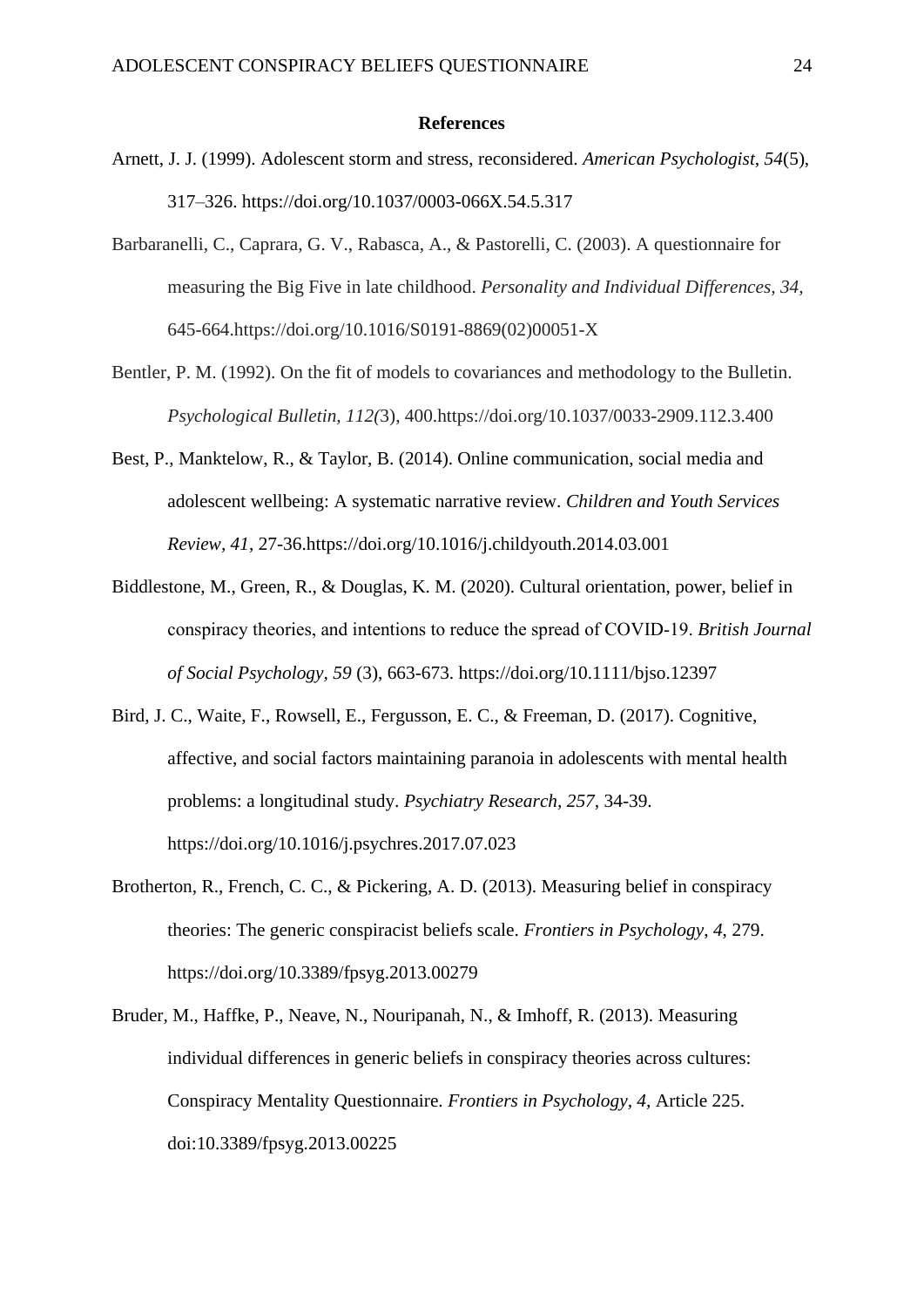## References

Arnett, J. J. (1999). Adolescent storm and stress, reconsidered. *American Psychologist, 54*(5), 317–326. https://doi.org/10.1037/0003-066X.54.5.317

Barbaranelli, C., Caprara, G. V., Rabasca, A., & Pastorelli, C. (2003). A questionnaire for measuring the Big Five in late childhood. *Personality and Individual Differences, 34,* 645-664.https://doi.org/10.1016/S0191-8869(02)00051-X

Bentler, P. M. (1992). On the fit of models to covariances and methodology to the Bulletin. *Psychological Bulletin, 112(*3), 400.https://doi.org/10.1037/0033-2909.112.3.400

Best, P., Manktelow, R., & Taylor, B. (2014). Online communication, social media and adolescent wellbeing: A systematic narrative review. *Children and Youth Services Review, 41*, 27-36.https://doi.org/10.1016/j.childyouth.2014.03.001

Biddlestone, M., Green, R., & Douglas, K. M. (2020). Cultural orientation, power, belief in conspiracy theories, and intentions to reduce the spread of COVID-19. *British Journal of Social Psychology, 59* (3), 663-673. https://doi.org/10.1111/bjso.12397

Bird, J. C., Waite, F., Rowsell, E., Fergusson, E. C., & Freeman, D. (2017). Cognitive, affective, and social factors maintaining paranoia in adolescents with mental health problems: a longitudinal study. *Psychiatry Research, 257*, 34-39. https://doi.org/10.1016/j.psychres.2017.07.023

Brotherton, R., French, C. C., & Pickering, A. D. (2013). Measuring belief in conspiracy theories: The generic conspiracist beliefs scale. *Frontiers in Psychology*, *4*, 279. https://doi.org/10.3389/fpsyg.2013.00279

Bruder, M., Haffke, P., Neave, N., Nouripanah, N., & Imhoff, R. (2013). Measuring individual differences in generic beliefs in conspiracy theories across cultures: Conspiracy Mentality Questionnaire. *Frontiers in Psychology, 4,* Article 225. doi:10.3389/fpsyg.2013.00225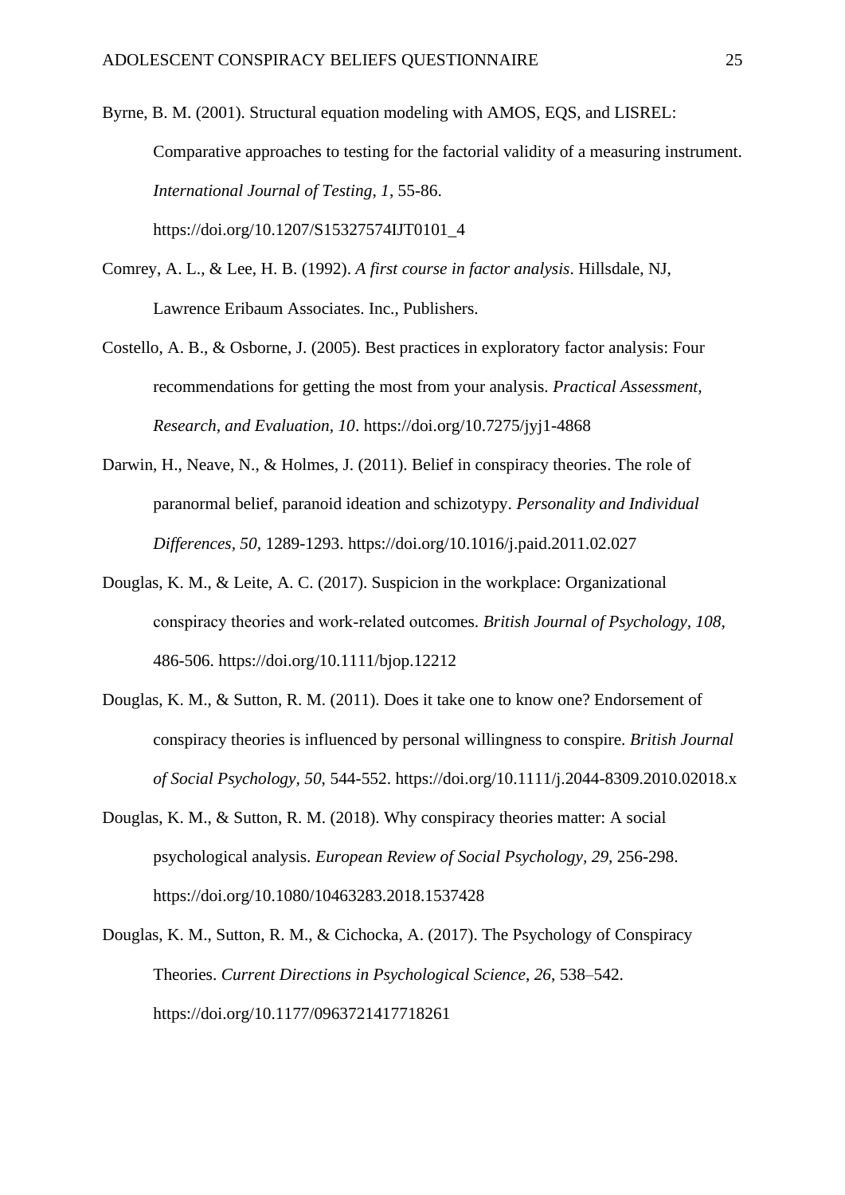Byrne, B. M. (2001). Structural equation modeling with AMOS, EQS, and LISREL: Comparative approaches to testing for the factorial validity of a measuring instrument. *International Journal of Testing, 1*, 55-86. https://doi.org/10.1207/S15327574IJT0101_4

Comrey, A. L., & Lee, H. B. (1992). *A first course in factor analysis*. Hillsdale, NJ, Lawrence Eribaum Associates. Inc., Publishers.

Costello, A. B., & Osborne, J. (2005). Best practices in exploratory factor analysis: Four recommendations for getting the most from your analysis. *Practical Assessment, Research, and Evaluation*, *10*. https://doi.org/10.7275/jyj1-4868

Darwin, H., Neave, N., & Holmes, J. (2011). Belief in conspiracy theories. The role of paranormal belief, paranoid ideation and schizotypy. *Personality and Individual Differences, 50*, 1289-1293. https://doi.org/10.1016/j.paid.2011.02.027

Douglas, K. M., & Leite, A. C. (2017). Suspicion in the workplace: Organizational conspiracy theories and work-related outcomes. *British Journal of Psychology, 108,* 486-506. https://doi.org/10.1111/bjop.12212

Douglas, K. M., & Sutton, R. M. (2011). Does it take one to know one? Endorsement of conspiracy theories is influenced by personal willingness to conspire. *British Journal of Social Psychology, 50*, 544-552. https://doi.org/10.1111/j.2044-8309.2010.02018.x

Douglas, K. M., & Sutton, R. M. (2018). Why conspiracy theories matter: A social psychological analysis. *European Review of Social Psychology*, *29,* 256-298. https://doi.org/10.1080/10463283.2018.1537428

Douglas, K. M., Sutton, R. M., & Cichocka, A. (2017). The Psychology of Conspiracy Theories. *Current Directions in Psychological Science*, *26*, 538–542. https://doi.org/10.1177/0963721417718261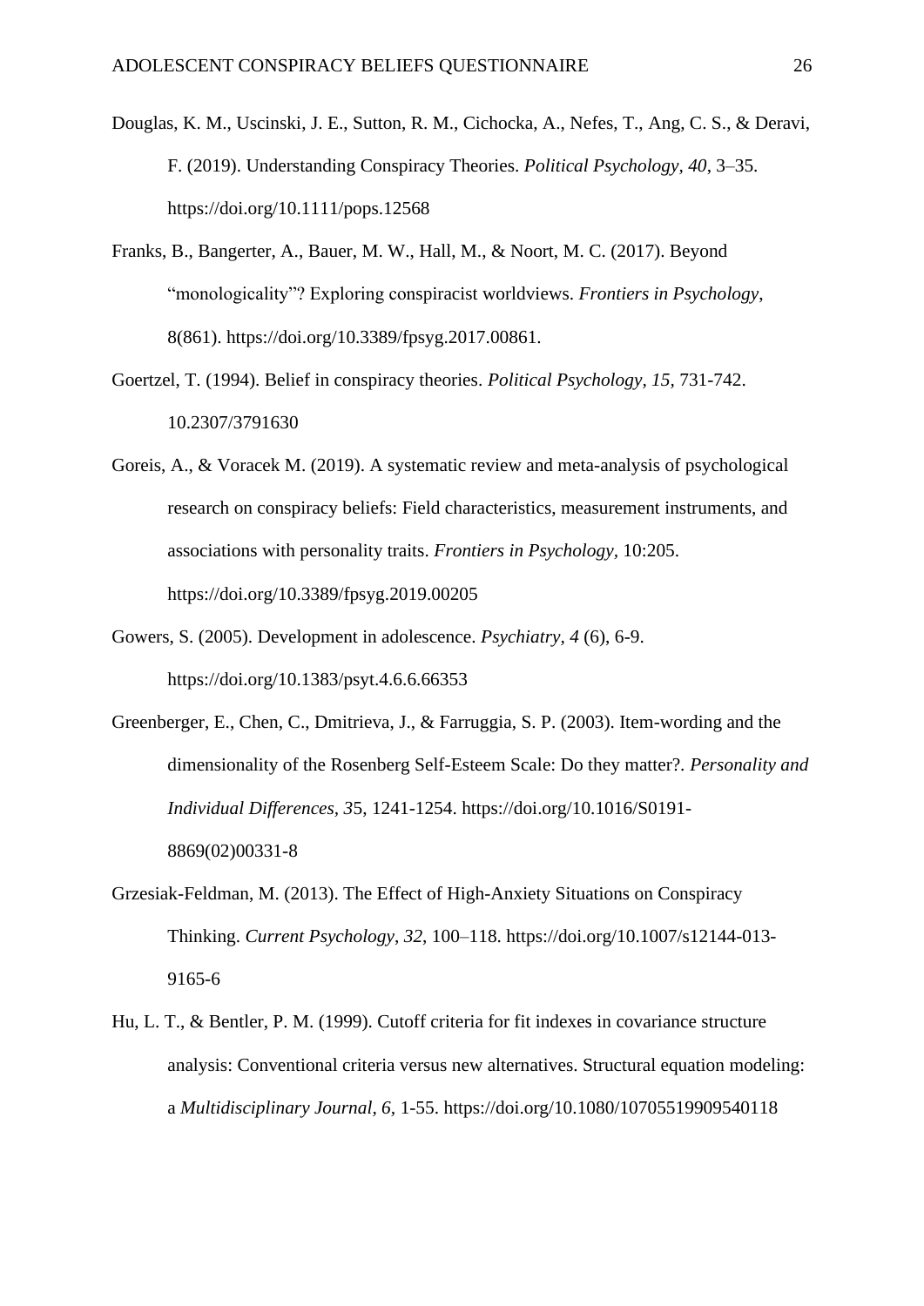Douglas, K. M., Uscinski, J. E., Sutton, R. M., Cichocka, A., Nefes, T., Ang, C. S., & Deravi, F. (2019). Understanding Conspiracy Theories. *Political Psychology*, *40*, 3–35. https://doi.org/10.1111/pops.12568

Franks, B., Bangerter, A., Bauer, M. W., Hall, M., & Noort, M. C. (2017). Beyond "monologicality"? Exploring conspiracist worldviews. *Frontiers in Psychology*, 8(861). https://doi.org/10.3389/fpsyg.2017.00861.

Goertzel, T. (1994). Belief in conspiracy theories. *Political Psychology, 15*, 731-742. 10.2307/3791630

Goreis, A., & Voracek M. (2019). A systematic review and meta-analysis of psychological research on conspiracy beliefs: Field characteristics, measurement instruments, and associations with personality traits. *Frontiers in Psychology*, 10:205. https://doi.org/10.3389/fpsyg.2019.00205

Gowers, S. (2005). Development in adolescence. *Psychiatry*, *4* (6), 6-9. https://doi.org/10.1383/psyt.4.6.6.66353

Greenberger, E., Chen, C., Dmitrieva, J., & Farruggia, S. P. (2003). Item-wording and the dimensionality of the Rosenberg Self-Esteem Scale: Do they matter?. *Personality and Individual Differences, 3*5, 1241-1254. https://doi.org/10.1016/S0191-8869(02)00331-8

Grzesiak-Feldman, M. (2013). The Effect of High-Anxiety Situations on Conspiracy Thinking. *Current Psychology*, *32*, 100–118. https://doi.org/10.1007/s12144-013-9165-6

Hu, L. T., & Bentler, P. M. (1999). Cutoff criteria for fit indexes in covariance structure analysis: Conventional criteria versus new alternatives. Structural equation modeling: a *Multidisciplinary Journal, 6,* 1-55. https://doi.org/10.1080/10705519909540118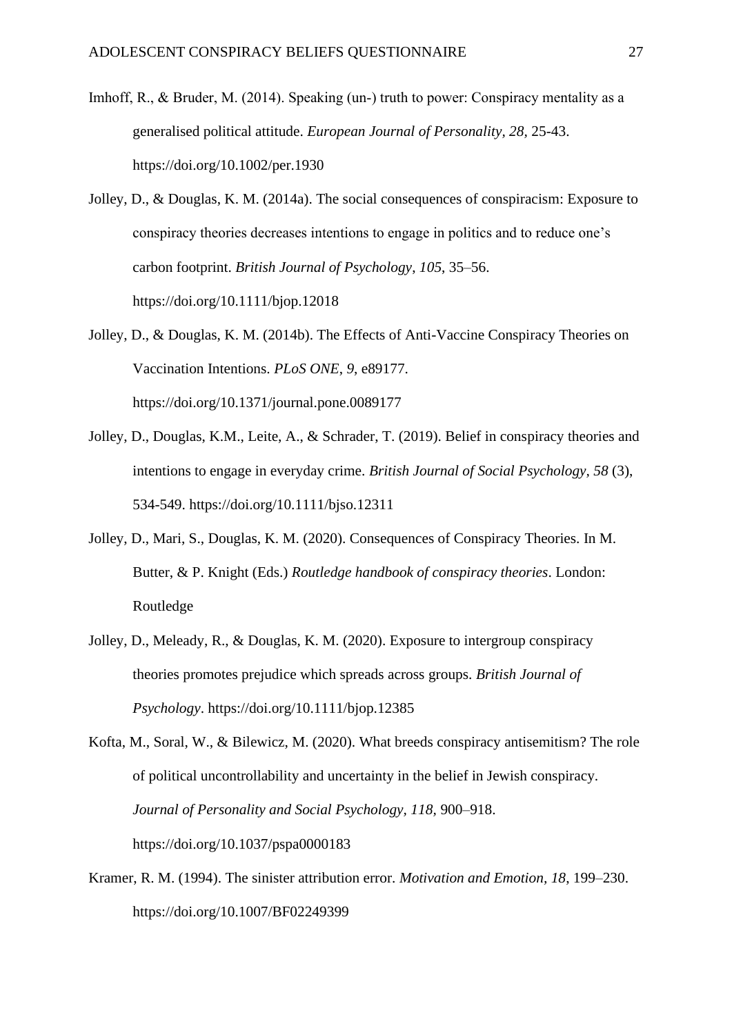Imhoff, R., & Bruder, M. (2014). Speaking (un-) truth to power: Conspiracy mentality as a generalised political attitude. *European Journal of Personality, 28,* 25-43. https://doi.org/10.1002/per.1930

Jolley, D., & Douglas, K. M. (2014a). The social consequences of conspiracism: Exposure to conspiracy theories decreases intentions to engage in politics and to reduce one's carbon footprint. *British Journal of Psychology*, *105*, 35–56. https://doi.org/10.1111/bjop.12018

Jolley, D., & Douglas, K. M. (2014b). The Effects of Anti-Vaccine Conspiracy Theories on Vaccination Intentions. *PLoS ONE*, *9*, e89177. https://doi.org/10.1371/journal.pone.0089177

Jolley, D., Douglas, K.M., Leite, A., & Schrader, T. (2019). Belief in conspiracy theories and intentions to engage in everyday crime. *British Journal of Social Psychology, 58* (3), 534-549. https://doi.org/10.1111/bjso.12311

Jolley, D., Mari, S., Douglas, K. M. (2020). Consequences of Conspiracy Theories. In M. Butter, & P. Knight (Eds.) *Routledge handbook of conspiracy theories*. London: Routledge

Jolley, D., Meleady, R., & Douglas, K. M. (2020). Exposure to intergroup conspiracy theories promotes prejudice which spreads across groups. *British Journal of Psychology*. https://doi.org/10.1111/bjop.12385

Kofta, M., Soral, W., & Bilewicz, M. (2020). What breeds conspiracy antisemitism? The role of political uncontrollability and uncertainty in the belief in Jewish conspiracy. *Journal of Personality and Social Psychology*, *118,* 900–918. https://doi.org/10.1037/pspa0000183

Kramer, R. M. (1994). The sinister attribution error. *Motivation and Emotion, 18*, 199–230. https://doi.org/10.1007/BF02249399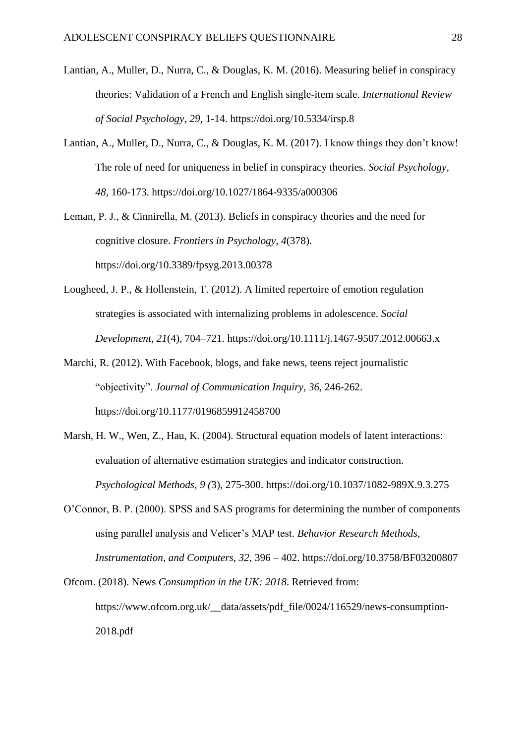Lantian, A., Muller, D., Nurra, C., & Douglas, K. M. (2016). Measuring belief in conspiracy theories: Validation of a French and English single-item scale. *International Review of Social Psychology, 29,* 1-14. https://doi.org/10.5334/irsp.8

Lantian, A., Muller, D., Nurra, C., & Douglas, K. M. (2017). I know things they don't know! The role of need for uniqueness in belief in conspiracy theories. *Social Psychology, 48,* 160-173. https://doi.org/10.1027/1864-9335/a000306

Leman, P. J., & Cinnirella, M. (2013). Beliefs in conspiracy theories and the need for cognitive closure. *Frontiers in Psychology, 4*(378). https://doi.org/10.3389/fpsyg.2013.00378

Lougheed, J. P., & Hollenstein, T. (2012). A limited repertoire of emotion regulation strategies is associated with internalizing problems in adolescence. *Social Development, 21*(4), 704–721. https://doi.org/10.1111/j.1467-9507.2012.00663.x

Marchi, R. (2012). With Facebook, blogs, and fake news, teens reject journalistic "objectivity". *Journal of Communication Inquiry, 36,* 246-262. https://doi.org/10.1177/0196859912458700

Marsh, H. W., Wen, Z., Hau, K. (2004). Structural equation models of latent interactions: evaluation of alternative estimation strategies and indicator construction. *Psychological Methods, 9 (*3), 275-300. https://doi.org/10.1037/1082-989X.9.3.275

O'Connor, B. P. (2000). SPSS and SAS programs for determining the number of components using parallel analysis and Velicer's MAP test. *Behavior Research Methods, Instrumentation, and Computers, 32*, 396 – 402. https://doi.org/10.3758/BF03200807

Ofcom. (2018). News *Consumption in the UK: 2018*. Retrieved from: https://www.ofcom.org.uk/__data/assets/pdf_file/0024/116529/news-consumption-2018.pdf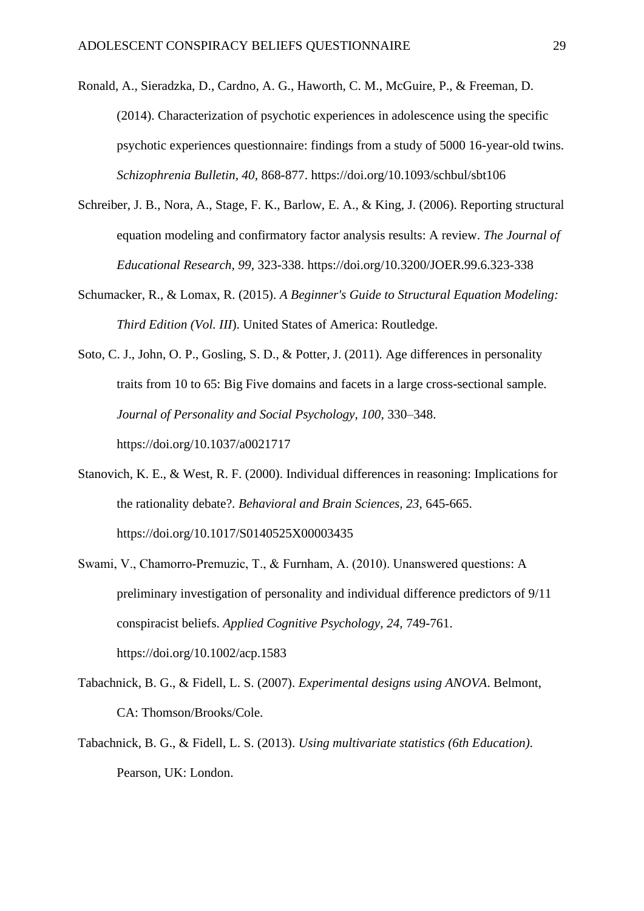Ronald, A., Sieradzka, D., Cardno, A. G., Haworth, C. M., McGuire, P., & Freeman, D. (2014). Characterization of psychotic experiences in adolescence using the specific psychotic experiences questionnaire: findings from a study of 5000 16-year-old twins. *Schizophrenia Bulletin*, *40*, 868-877. https://doi.org/10.1093/schbul/sbt106

Schreiber, J. B., Nora, A., Stage, F. K., Barlow, E. A., & King, J. (2006). Reporting structural equation modeling and confirmatory factor analysis results: A review. *The Journal of Educational Research, 99,* 323-338. https://doi.org/10.3200/JOER.99.6.323-338

Schumacker, R., & Lomax, R. (2015). *A Beginner's Guide to Structural Equation Modeling: Third Edition (Vol. III*). United States of America: Routledge.

Soto, C. J., John, O. P., Gosling, S. D., & Potter, J. (2011). Age differences in personality traits from 10 to 65: Big Five domains and facets in a large cross-sectional sample. *Journal of Personality and Social Psychology, 100,* 330–348. https://doi.org/10.1037/a0021717

Stanovich, K. E., & West, R. F. (2000). Individual differences in reasoning: Implications for the rationality debate?. *Behavioral and Brain Sciences, 23,* 645-665. https://doi.org/10.1017/S0140525X00003435

Swami, V., Chamorro-Premuzic, T., & Furnham, A. (2010). Unanswered questions: A preliminary investigation of personality and individual difference predictors of 9/11 conspiracist beliefs. *Applied Cognitive Psychology, 24,* 749-761. https://doi.org/10.1002/acp.1583

Tabachnick, B. G., & Fidell, L. S. (2007). *Experimental designs using ANOVA*. Belmont, CA: Thomson/Brooks/Cole.

Tabachnick, B. G., & Fidell, L. S. (2013). *Using multivariate statistics (6th Education).* Pearson, UK: London.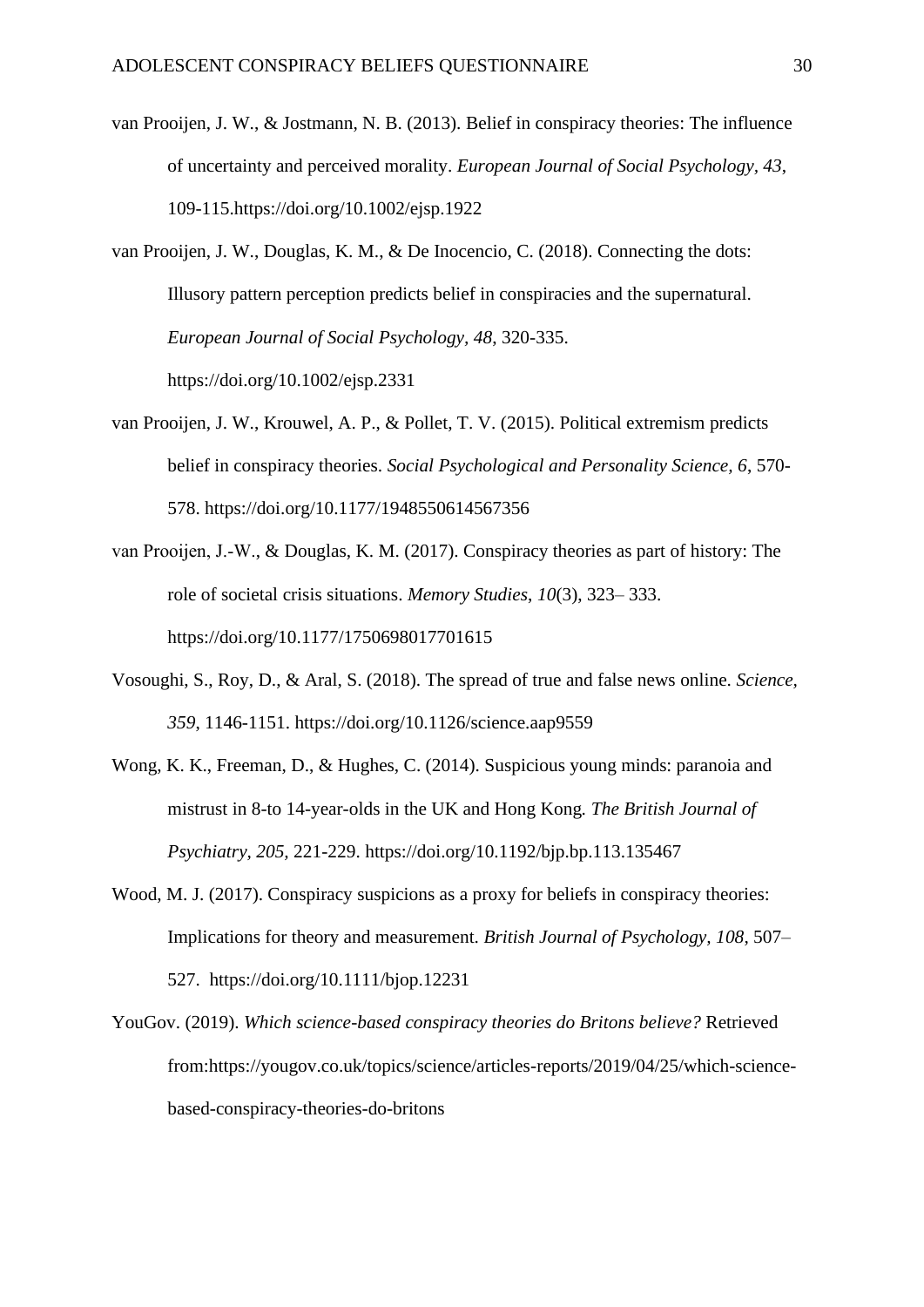van Prooijen, J. W., & Jostmann, N. B. (2013). Belief in conspiracy theories: The influence of uncertainty and perceived morality. *European Journal of Social Psychology, 43*, 109-115.https://doi.org/10.1002/ejsp.1922

van Prooijen, J. W., Douglas, K. M., & De Inocencio, C. (2018). Connecting the dots: Illusory pattern perception predicts belief in conspiracies and the supernatural. *European Journal of Social Psychology, 48*, 320-335. https://doi.org/10.1002/ejsp.2331

van Prooijen, J. W., Krouwel, A. P., & Pollet, T. V. (2015). Political extremism predicts belief in conspiracy theories. *Social Psychological and Personality Science, 6*, 570-578. https://doi.org/10.1177/1948550614567356

van Prooijen, J.-W., & Douglas, K. M. (2017). Conspiracy theories as part of history: The role of societal crisis situations. *Memory Studies*, *10*(3), 323– 333. https://doi.org/10.1177/1750698017701615

Vosoughi, S., Roy, D., & Aral, S. (2018). The spread of true and false news online. *Science, 359*, 1146-1151. https://doi.org/10.1126/science.aap9559

Wong, K. K., Freeman, D., & Hughes, C. (2014). Suspicious young minds: paranoia and mistrust in 8-to 14-year-olds in the UK and Hong Kong. *The British Journal of Psychiatry, 205,* 221-229. https://doi.org/10.1192/bjp.bp.113.135467

Wood, M. J. (2017). Conspiracy suspicions as a proxy for beliefs in conspiracy theories: Implications for theory and measurement. *British Journal of Psychology, 108*, 507–527. https://doi.org/10.1111/bjop.12231

YouGov. (2019). *Which science-based conspiracy theories do Britons believe?* Retrieved from:https://yougov.co.uk/topics/science/articles-reports/2019/04/25/which-science-based-conspiracy-theories-do-britons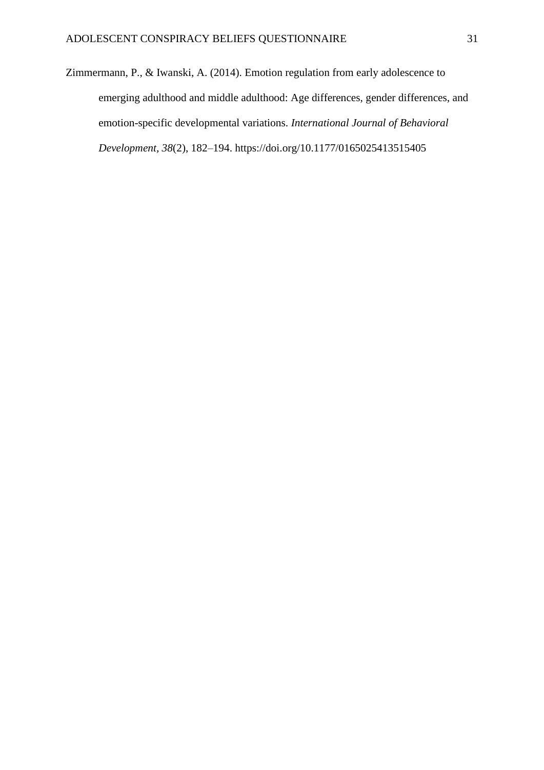Zimmermann, P., & Iwanski, A. (2014). Emotion regulation from early adolescence to emerging adulthood and middle adulthood: Age differences, gender differences, and emotion-specific developmental variations. *International Journal of Behavioral Development, 38*(2), 182–194. https://doi.org/10.1177/0165025413515405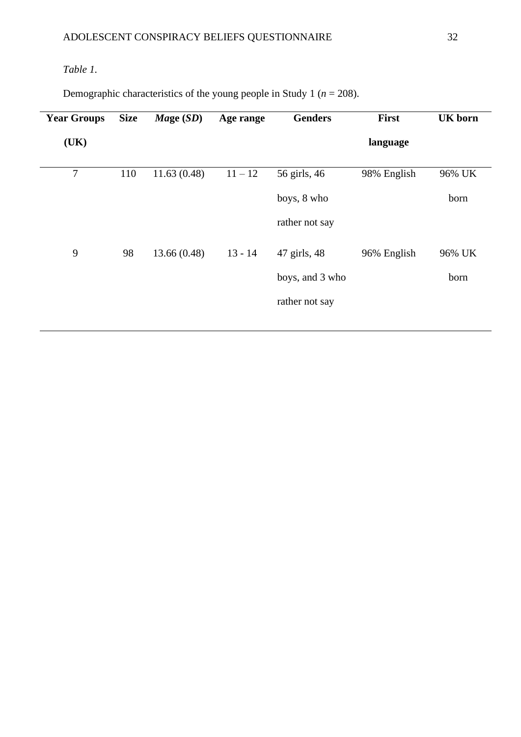*Table 1.*

Demographic characteristics of the young people in Study 1 ($n$ = 208).

| Year Groups (UK) | Size | ***M*age (*SD*)** | Age range | Genders | First language | UK born |
|---|---|---|---|---|---|---|
| 7 | 110 | 11.63 (0.48) | 11 – 12 | 56 girls, 46 boys, 8 who rather not say | 98% English | 96% UK born |
| 9 | 98 | 13.66 (0.48) | 13 - 14 | 47 girls, 48 boys, and 3 who rather not say | 96% English | 96% UK born |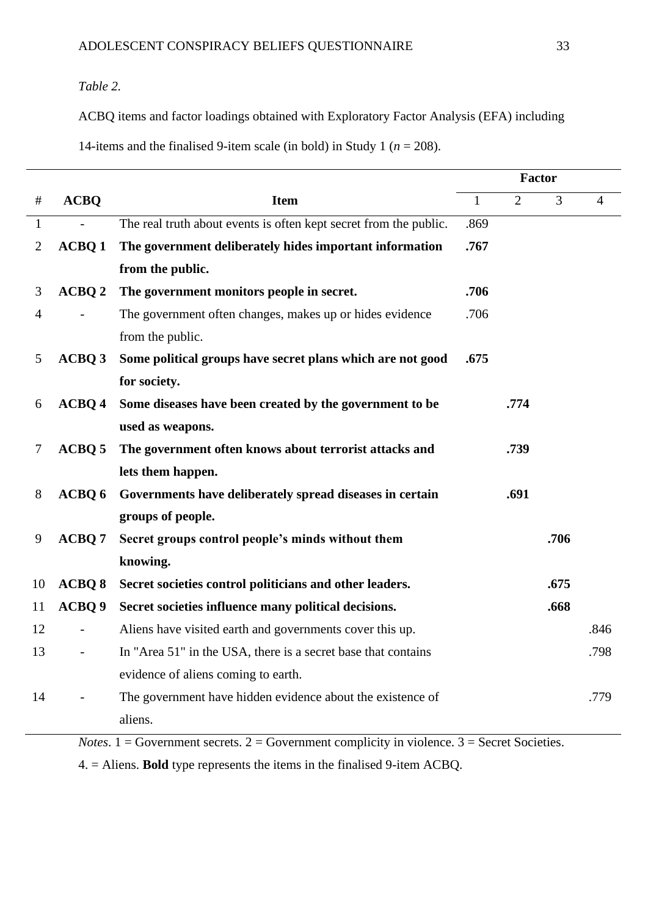*Table 2.*

ACBQ items and factor loadings obtained with Exploratory Factor Analysis (EFA) including 14-items and the finalised 9-item scale (in bold) in Study 1 (*n* = 208).

| # | ACBQ | Item | Factor | | | |
|---|---|---|---|---|---|---|
| | | | 1 | 2 | 3 | 4 |
| 1 | - | The real truth about events is often kept secret from the public. | .869 | | | |
| 2 | **ACBQ 1** | **The government deliberately hides important information from the public.** | **.767** | | | |
| 3 | **ACBQ 2** | **The government monitors people in secret.** | **.706** | | | |
| 4 | - | The government often changes, makes up or hides evidence from the public. | .706 | | | |
| 5 | **ACBQ 3** | **Some political groups have secret plans which are not good for society.** | **.675** | | | |
| 6 | **ACBQ 4** | **Some diseases have been created by the government to be used as weapons.** | | **.774** | | |
| 7 | **ACBQ 5** | **The government often knows about terrorist attacks and lets them happen.** | | **.739** | | |
| 8 | **ACBQ 6** | **Governments have deliberately spread diseases in certain groups of people.** | | **.691** | | |
| 9 | **ACBQ 7** | **Secret groups control people's minds without them knowing.** | | | **.706** | |
| 10 | **ACBQ 8** | **Secret societies control politicians and other leaders.** | | | **.675** | |
| 11 | **ACBQ 9** | **Secret societies influence many political decisions.** | | | **.668** | |
| 12 | - | Aliens have visited earth and governments cover this up. | | | | .846 |
| 13 | - | In "Area 51" in the USA, there is a secret base that contains evidence of aliens coming to earth. | | | | .798 |
| 14 | - | The government have hidden evidence about the existence of aliens. | | | | .779 |

*Notes*. 1 = Government secrets. 2 = Government complicity in violence. 3 = Secret Societies. 4. = Aliens. **Bold** type represents the items in the finalised 9-item ACBQ.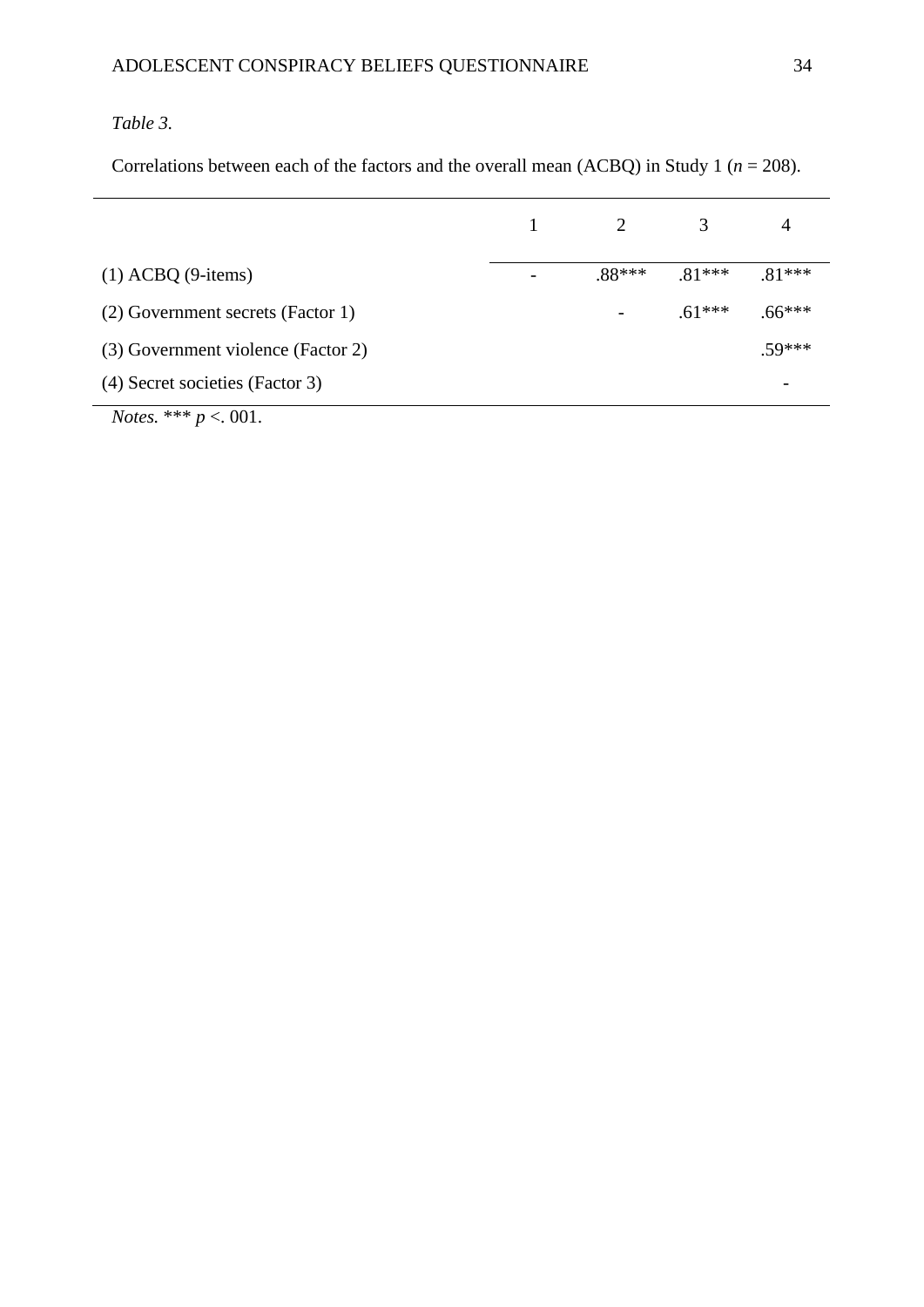*Table 3.*

Correlations between each of the factors and the overall mean (ACBQ) in Study 1 ($n$ = 208).

| | 1 | 2 | 3 | 4 |
|---|---|---|---|---|
| (1) ACBQ (9-items) | - | .88*** | .81*** | .81*** |
| (2) Government secrets (Factor 1) | | - | .61*** | .66*** |
| (3) Government violence (Factor 2) | | | | .59*** |
| (4) Secret societies (Factor 3) | | | | - |

*Notes.* *** $p$ <. 001.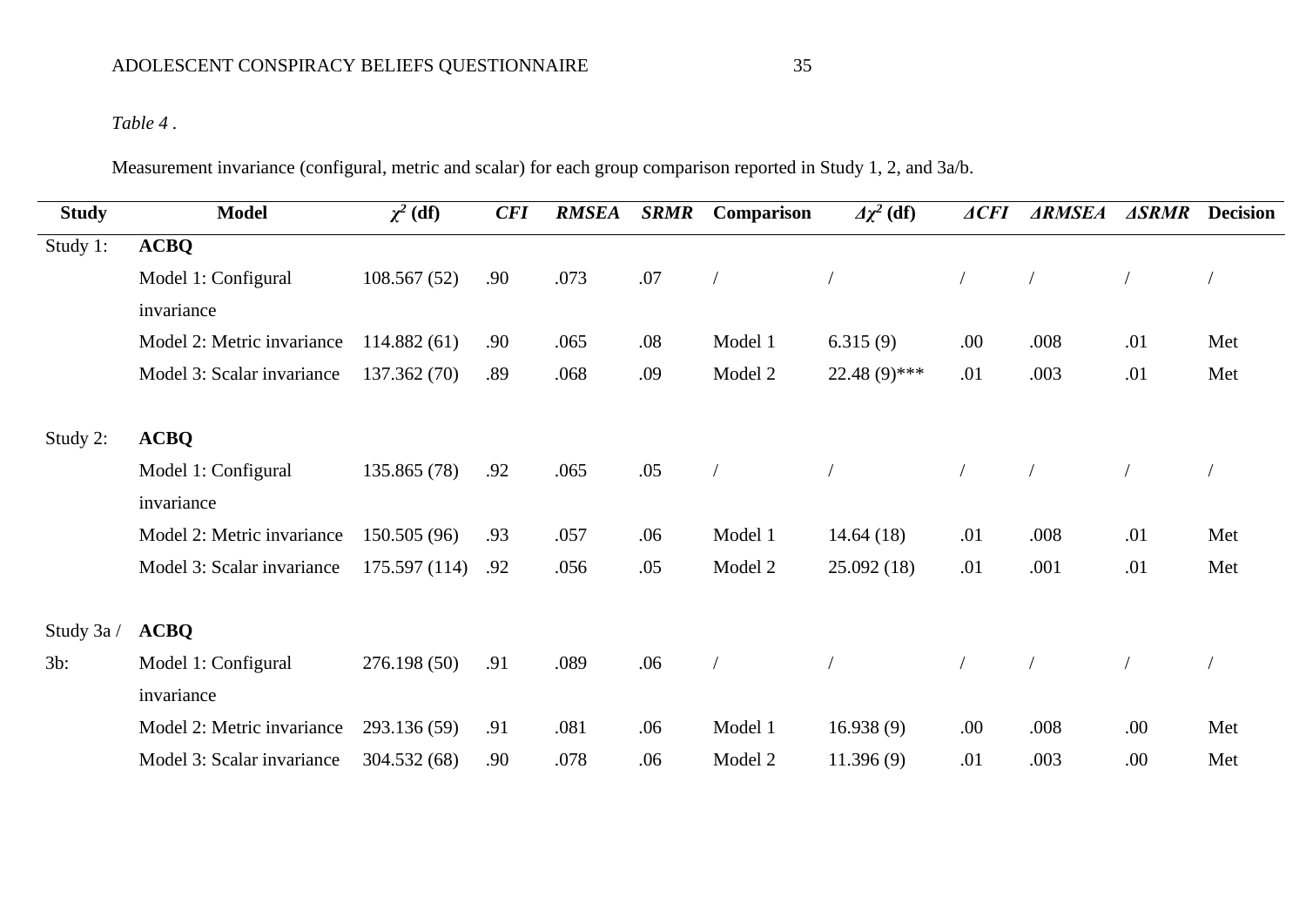*Table 4* .

Measurement invariance (configural, metric and scalar) for each group comparison reported in Study 1, 2, and 3a/b.

| Study | Model | $\chi^2$ (df) | *CFI* | *RMSEA* | *SRMR* | Comparison | $\Delta\chi^2$ (df) | *ΔCFI* | *ΔRMSEA* | *ΔSRMR* | Decision |
|---|---|---|---|---|---|---|---|---|---|---|---|
| Study 1: | **ACBQ** | | | | | | | | | | |
| | Model 1: Configural invariance | 108.567 (52) | .90 | .073 | .07 | / | / | / | / | / | / |
| | Model 2: Metric invariance | 114.882 (61) | .90 | .065 | .08 | Model 1 | 6.315 (9) | .00 | .008 | .01 | Met |
| | Model 3: Scalar invariance | 137.362 (70) | .89 | .068 | .09 | Model 2 | 22.48 (9)*** | .01 | .003 | .01 | Met |
| Study 2: | **ACBQ** | | | | | | | | | | |
| | Model 1: Configural invariance | 135.865 (78) | .92 | .065 | .05 | / | / | / | / | / | / |
| | Model 2: Metric invariance | 150.505 (96) | .93 | .057 | .06 | Model 1 | 14.64 (18) | .01 | .008 | .01 | Met |
| | Model 3: Scalar invariance | 175.597 (114) | .92 | .056 | .05 | Model 2 | 25.092 (18) | .01 | .001 | .01 | Met |
| Study 3a / 3b: | **ACBQ** | | | | | | | | | | |
| | Model 1: Configural invariance | 276.198 (50) | .91 | .089 | .06 | / | / | / | / | / | / |
| | Model 2: Metric invariance | 293.136 (59) | .91 | .081 | .06 | Model 1 | 16.938 (9) | .00 | .008 | .00 | Met |
| | Model 3: Scalar invariance | 304.532 (68) | .90 | .078 | .06 | Model 2 | 11.396 (9) | .01 | .003 | .00 | Met |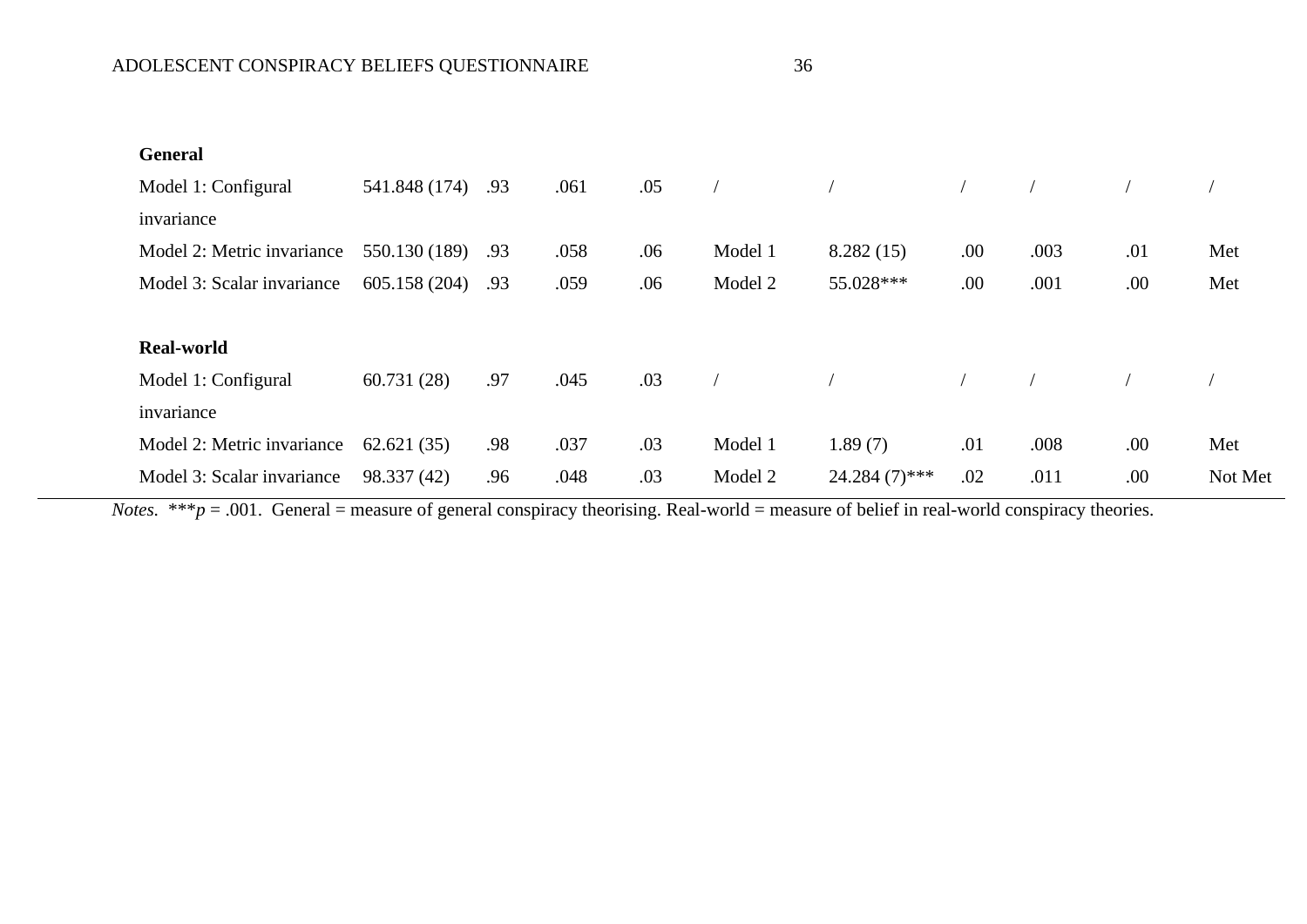| | | | | | | | | | | |
|---|---|---|---|---|---|---|---|---|---|---|
| **General** | | | | | | | | | | |
| Model 1: Configural invariance | 541.848 (174) | .93 | .061 | .05 | / | / | / | / | / | / |
| Model 2: Metric invariance | 550.130 (189) | .93 | .058 | .06 | Model 1 | 8.282 (15) | .00 | .003 | .01 | Met |
| Model 3: Scalar invariance | 605.158 (204) | .93 | .059 | .06 | Model 2 | 55.028*** | .00 | .001 | .00 | Met |
| | | | | | | | | | | |
| **Real-world** | | | | | | | | | | |
| Model 1: Configural invariance | 60.731 (28) | .97 | .045 | .03 | / | / | / | / | / | / |
| Model 2: Metric invariance | 62.621 (35) | .98 | .037 | .03 | Model 1 | 1.89 (7) | .01 | .008 | .00 | Met |
| Model 3: Scalar invariance | 98.337 (42) | .96 | .048 | .03 | Model 2 | 24.284 (7)*** | .02 | .011 | .00 | Not Met |

*Notes.* ****p* = .001. General = measure of general conspiracy theorising. Real-world = measure of belief in real-world conspiracy theories.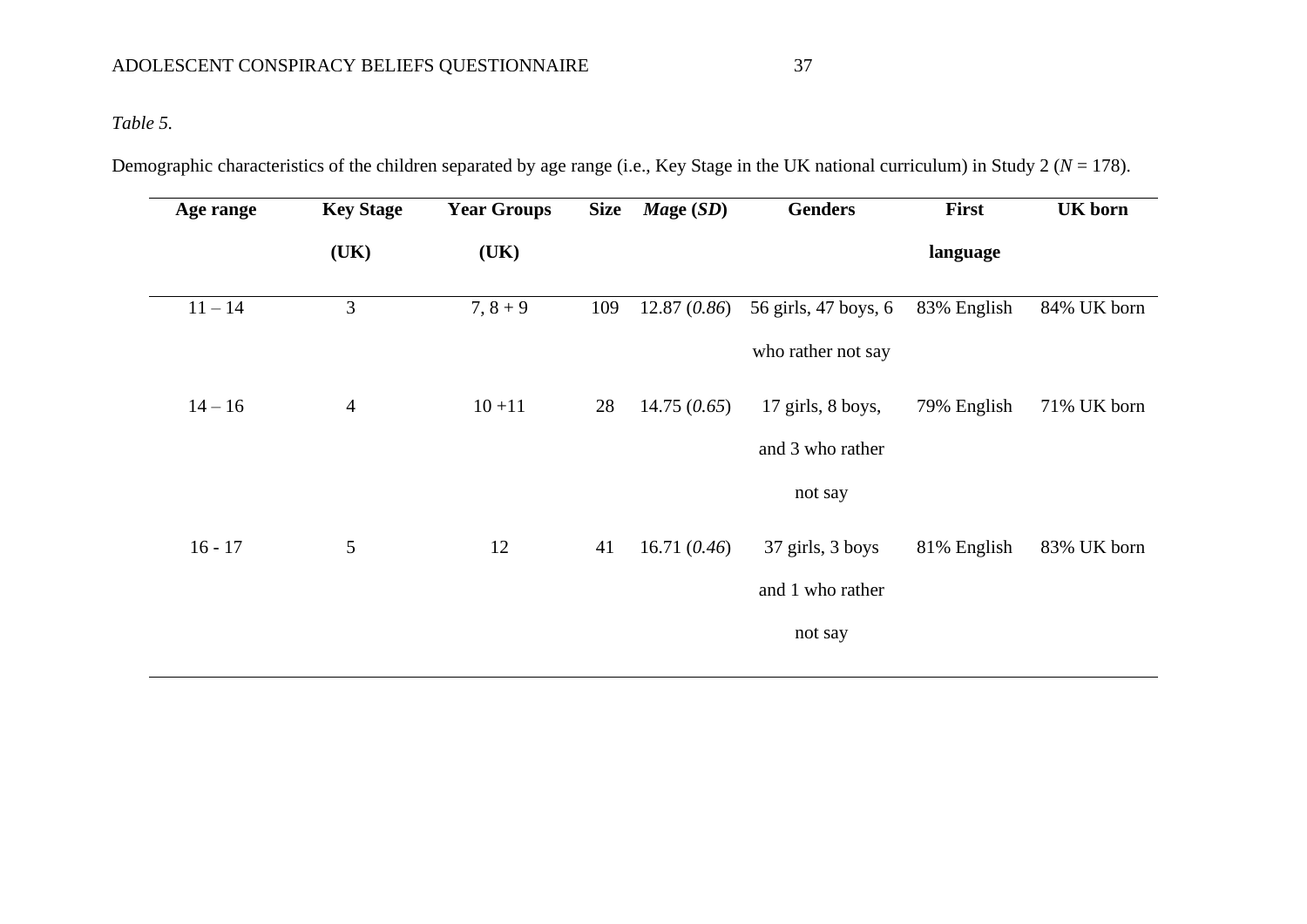*Table 5.*

Demographic characteristics of the children separated by age range (i.e., Key Stage in the UK national curriculum) in Study 2 ($N$ = 178).

| Age range | Key Stage (UK) | Year Groups (UK) | Size | *M*age (*SD*) | Genders | First language | UK born |
|---|---|---|---|---|---|---|---|
| 11 – 14 | 3 | 7, 8 + 9 | 109 | 12.87 (*0.86*) | 56 girls, 47 boys, 6 who rather not say | 83% English | 84% UK born |
| 14 – 16 | 4 | 10 +11 | 28 | 14.75 (*0.65*) | 17 girls, 8 boys, and 3 who rather not say | 79% English | 71% UK born |
| 16 - 17 | 5 | 12 | 41 | 16.71 (*0.46*) | 37 girls, 3 boys and 1 who rather not say | 81% English | 83% UK born |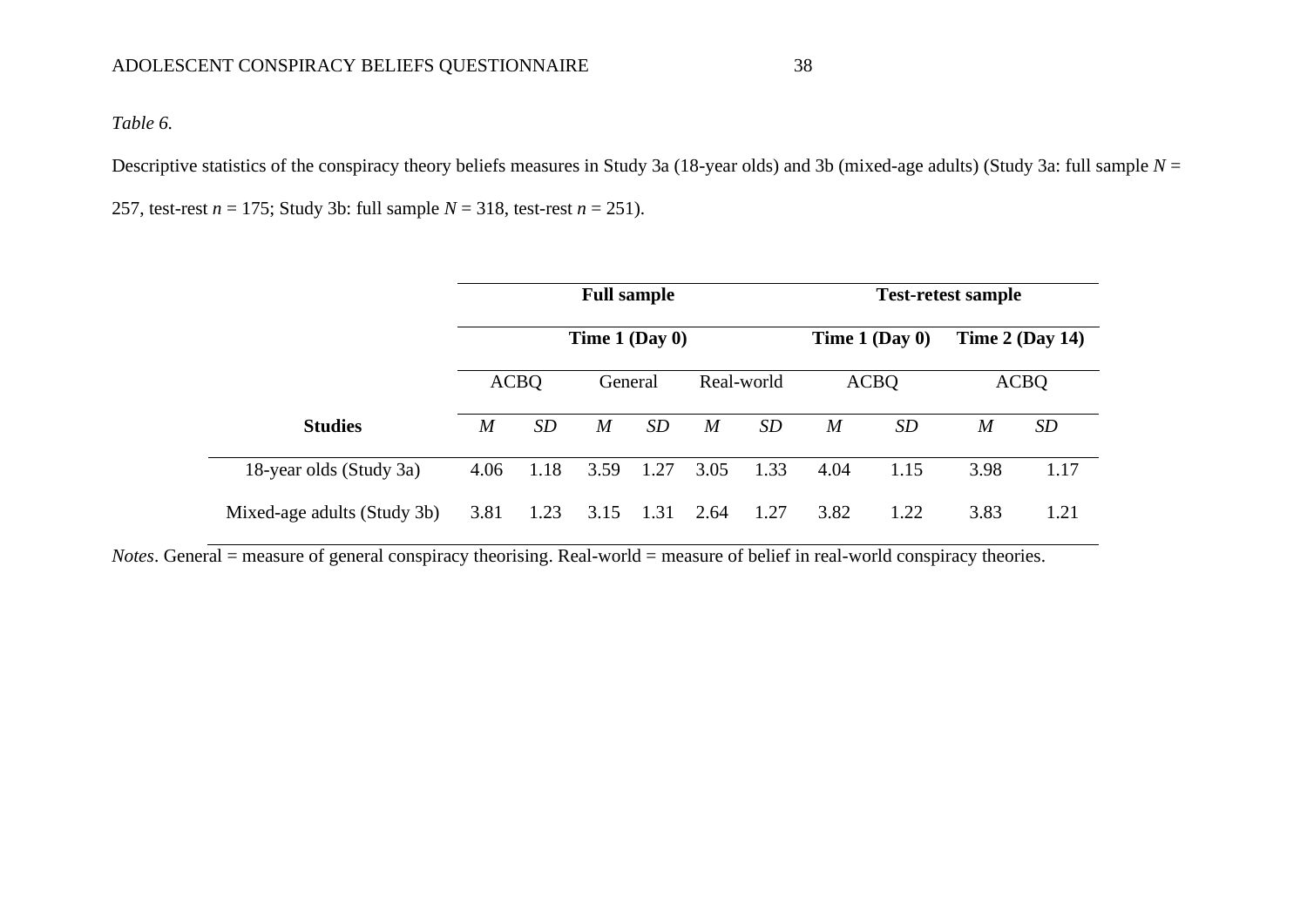*Table 6.*

Descriptive statistics of the conspiracy theory beliefs measures in Study 3a (18-year olds) and 3b (mixed-age adults) (Study 3a: full sample $N$ = 257, test-rest $n$ = 175; Study 3b: full sample $N$ = 318, test-retest $n$ = 251).

| | **Full sample** | | | | | | **Test-retest sample** | | | |
|---|---|---|---|---|---|---|---|---|---|---|
| | **Time 1 (Day 0)** | | | | | | **Time 1 (Day 0)** | | **Time 2 (Day 14)** | |
| | ACBQ | | General | | Real-world | | ACBQ | | ACBQ | |
| **Studies** | *M* | *SD* | *M* | *SD* | *M* | *SD* | *M* | *SD* | *M* | *SD* |
| 18-year olds (Study 3a) | 4.06 | 1.18 | 3.59 | 1.27 | 3.05 | 1.33 | 4.04 | 1.15 | 3.98 | 1.17 |
| Mixed-age adults (Study 3b) | 3.81 | 1.23 | 3.15 | 1.31 | 2.64 | 1.27 | 3.82 | 1.22 | 3.83 | 1.21 |

*Notes*. General = measure of general conspiracy theorising. Real-world = measure of belief in real-world conspiracy theories.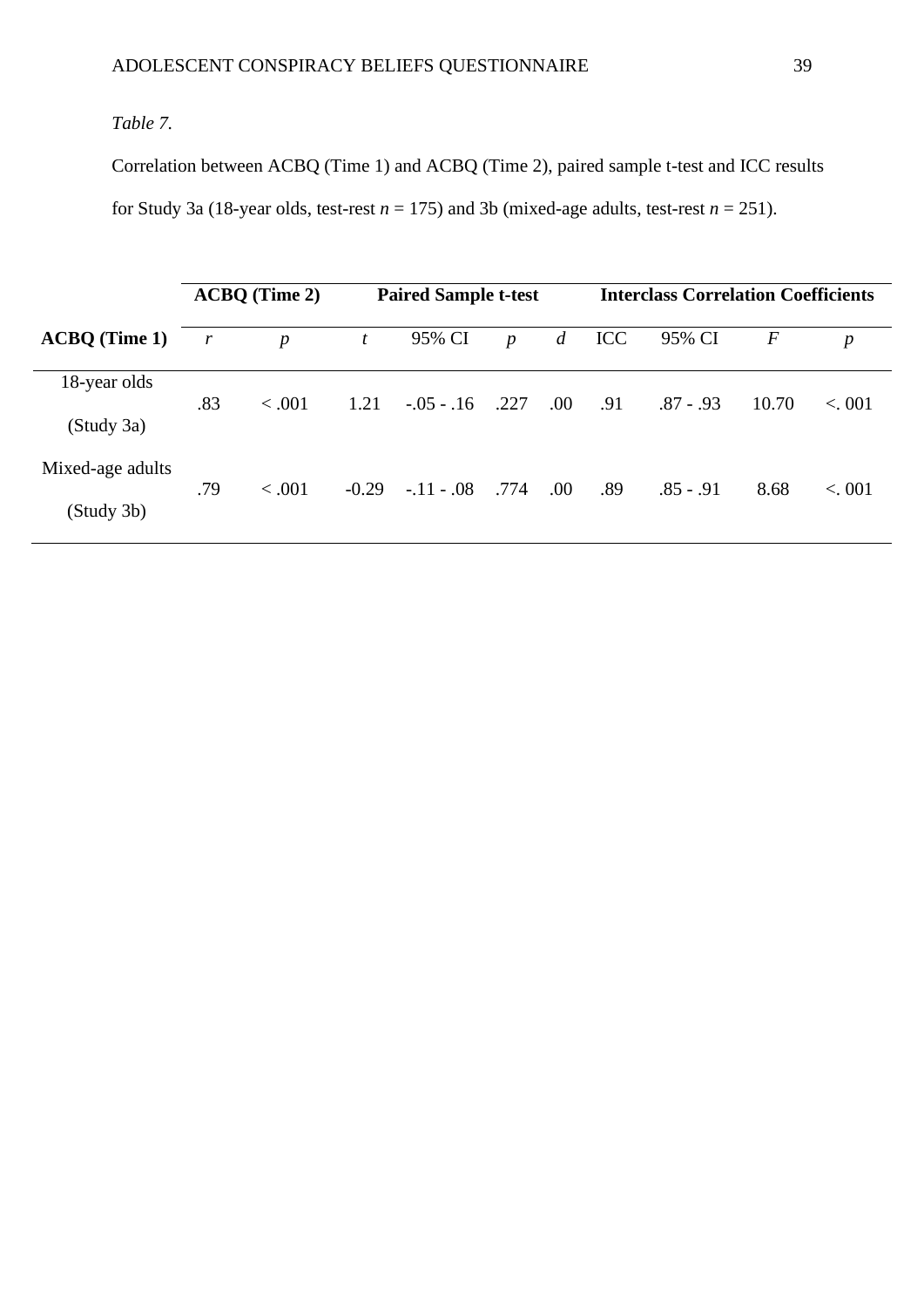*Table 7*.

Correlation between ACBQ (Time 1) and ACBQ (Time 2), paired sample t-test and ICC results for Study 3a (18-year olds, test-rest $n$ = 175) and 3b (mixed-age adults, test-rest $n$ = 251).

| | **ACBQ (Time 2)** | | **Paired Sample t-test** | | | | **Interclass Correlation Coefficients** | | | |
|---|---|---|---|---|---|---|---|---|---|---|
| **ACBQ (Time 1)** | *r* | *p* | *t* | 95% CI | *p* | *d* | ICC | 95% CI | *F* | *p* |
| 18-year olds (Study 3a) | .83 | < .001 | 1.21 | -.05 - .16 | .227 | .00 | .91 | .87 - .93 | 10.70 | <. 001 |
| Mixed-age adults (Study 3b) | .79 | < .001 | -0.29 | -.11 - .08 | .774 | .00 | .89 | .85 - .91 | 8.68 | <. 001 |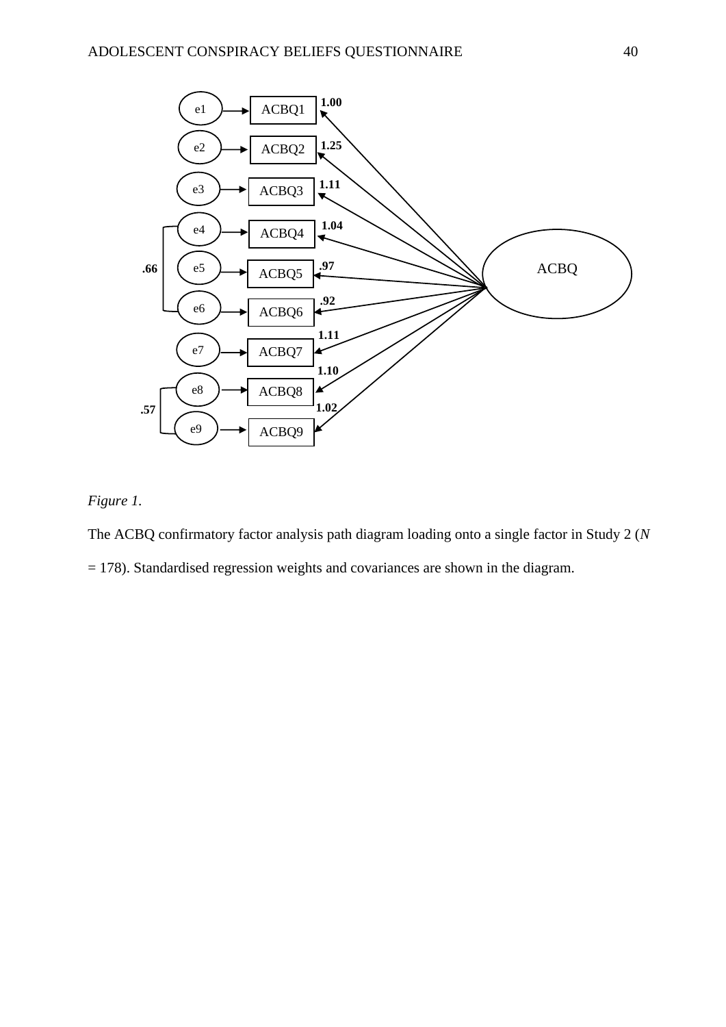e1
e2
e3
e4
e5
e6
e7
e8
e9
ACBQ1
ACBQ2
ACBQ3
ACBQ4
ACBQ5
ACBQ6
ACBQ7
ACBQ8
ACBQ9
1.00
1.25
1.11
1.04
.97
.92
1.11
1.10
1.02
.66
.57
ACBQ

*Figure 1.*

The ACBQ confirmatory factor analysis path diagram loading onto a single factor in Study 2 (*N* = 178). Standardised regression weights and covariances are shown in the diagram.